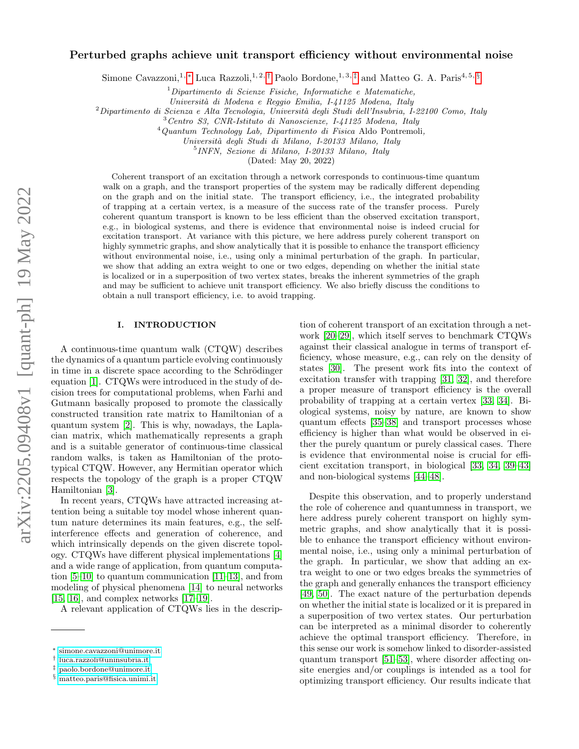# Perturbed graphs achieve unit transport efficiency without environmental noise

Simone Cavazzoni,[1,*] Luca Razzoli,[1,2,†] Paolo Bordone,[1,3,‡] and Matteo G. A. Paris[4,5,§]

[1] *Dipartimento di Scienze Fisiche, Informatiche e Matematiche, Università di Modena e Reggio Emilia, I-41125 Modena, Italy*

[2] *Dipartimento di Scienza e Alta Tecnologia, Università degli Studi dell'Insubria, I-22100 Como, Italy*

[3] *Centro S3, CNR-Istituto di Nanoscienze, I-41125 Modena, Italy*

[4] *Quantum Technology Lab, Dipartimento di Fisica Aldo Pontremoli, Università degli Studi di Milano, I-20133 Milano, Italy*

[5] *INFN, Sezione di Milano, I-20133 Milano, Italy*

(Dated: May 20, 2022)

Coherent transport of an excitation through a network corresponds to continuous-time quantum walk on a graph, and the transport properties of the system may be radically different depending on the graph and on the initial state. The transport efficiency, i.e., the integrated probability of trapping at a certain vertex, is a measure of the success rate of the transfer process. Purely coherent quantum transport is known to be less efficient than the observed excitation transport, e.g., in biological systems, and there is evidence that environmental noise is indeed crucial for excitation transport. At variance with this picture, we here address purely coherent transport on highly symmetric graphs, and show analytically that it is possible to enhance the transport efficiency without environmental noise, i.e., using only a minimal perturbation of the graph. In particular, we show that adding an extra weight to one or two edges, depending on whether the initial state is localized or in a superposition of two vertex states, breaks the inherent symmetries of the graph and may be sufficient to achieve unit transport efficiency. We also briefly discuss the conditions to obtain a null transport efficiency, i.e. to avoid trapping.

## I. INTRODUCTION

A continuous-time quantum walk (CTQW) describes the dynamics of a quantum particle evolving continuously in time in a discrete space according to the Schrödinger equation [1]. CTQWs were introduced in the study of decision trees for computational problems, when Farhi and Gutmann basically proposed to promote the classically constructed transition rate matrix to Hamiltonian of a quantum system [2]. This is why, nowadays, the Laplacian matrix, which mathematically represents a graph and is a suitable generator of continuous-time classical random walks, is taken as Hamiltonian of the prototypical CTQW. However, any Hermitian operator which respects the topology of the graph is a proper CTQW Hamiltonian [3].

In recent years, CTQWs have attracted increasing attention being a suitable toy model whose inherent quantum nature determines its main features, e.g., the self-interference effects and generation of coherence, and which intrinsically depends on the given discrete topology. CTQWs have different physical implementations [4] and a wide range of application, from quantum computation [5–10] to quantum communication [11–13], and from modeling of physical phenomena [14] to neural networks [15, 16], and complex networks [17–19].

A relevant application of CTQWs lies in the description of coherent transport of an excitation through a network [20–29], which itself serves to benchmark CTQWs against their classical analogue in terms of transport efficiency, whose measure, e.g., can rely on the density of states [30]. The present work fits into the context of excitation transfer with trapping [31, 32], and therefore a proper measure of transport efficiency is the overall probability of trapping at a certain vertex [33, 34]. Biological systems, noisy by nature, are known to show quantum effects [35–38] and transport processes whose efficiency is higher than what would be observed in either the purely quantum or purely classical cases. There is evidence that environmental noise is crucial for efficient excitation transport, in biological [33, 34, 39–43] and non-biological systems [44–48].

Despite this observation, and to properly understand the role of coherence and quantumness in transport, we here address purely coherent transport on highly symmetric graphs, and show analytically that it is possible to enhance the transport efficiency without environmental noise, i.e., using only a minimal perturbation of the graph. In particular, we show that adding an extra weight to one or two edges breaks the symmetries of the graph and generally enhances the transport efficiency [49, 50]. The exact nature of the perturbation depends on whether the initial state is localized or it is prepared in a superposition of two vertex states. Our perturbation can be interpreted as a minimal disorder to coherently achieve the optimal transport efficiency. Therefore, in this sense our work is somehow linked to disorder-assisted quantum transport [51–53], where disorder affecting on-site energies and/or couplings is intended as a tool for optimizing transport efficiency. Our results indicate that

---

* simone.cavazzoni@unimore.it
† luca.razzoli@uninsubria.it
‡ paolo.bordone@unimore.it
§ matteo.paris@fisica.unimi.it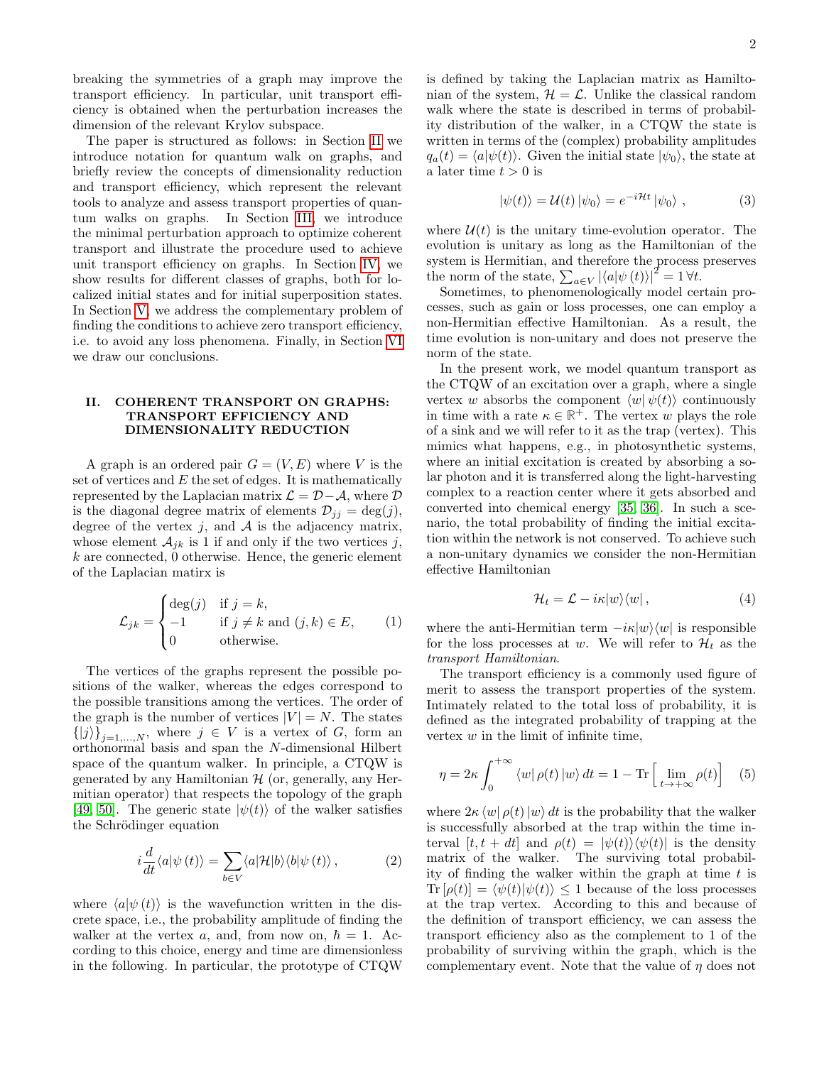breaking the symmetries of a graph may improve the transport efficiency. In particular, unit transport efficiency is obtained when the perturbation increases the dimension of the relevant Krylov subspace.

The paper is structured as follows: in Section II we introduce notation for quantum walk on graphs, and briefly review the concepts of dimensionality reduction and transport efficiency, which represent the relevant tools to analyze and assess transport properties of quantum walks on graphs. In Section III, we introduce the minimal perturbation approach to optimize coherent transport and illustrate the procedure used to achieve unit transport efficiency on graphs. In Section IV, we show results for different classes of graphs, both for localized initial states and for initial superposition states. In Section V, we address the complementary problem of finding the conditions to achieve zero transport efficiency, i.e. to avoid any loss phenomena. Finally, in Section VI we draw our conclusions.

## II. COHERENT TRANSPORT ON GRAPHS: TRANSPORT EFFICIENCY AND DIMENSIONALITY REDUCTION

A graph is an ordered pair $G = (V, E)$ where $V$ is the set of vertices and $E$ the set of edges. It is mathematically represented by the Laplacian matrix $\mathcal{L} = \mathcal{D} - \mathcal{A}$, where $\mathcal{D}$ is the diagonal degree matrix of elements $\mathcal{D}_{jj} = \deg(j)$, degree of the vertex $j$, and $\mathcal{A}$ is the adjacency matrix, whose element $\mathcal{A}_{jk}$ is 1 if and only if the two vertices $j$, $k$ are connected, 0 otherwise. Hence, the generic element of the Laplacian matirx is

$$\mathcal{L}_{jk} = \begin{cases} \deg(j) & \text{if } j = k, \\ -1 & \text{if } j \neq k \text{ and } (j,k) \in E, \\ 0 & \text{otherwise.} \end{cases} \tag{1}$$

The vertices of the graphs represent the possible positions of the walker, whereas the edges correspond to the possible transitions among the vertices. The order of the graph is the number of vertices $|V| = N$. The states $\{|j\rangle\}_{j=1,\ldots,N}$, where $j \in V$ is a vertex of $G$, form an orthonormal basis and span the $N$-dimensional Hilbert space of the quantum walker. In principle, a CTQW is generated by any Hamiltonian $\mathcal{H}$ (or, generally, any Hermitian operator) that respects the topology of the graph [49, 50]. The generic state $|\psi(t)\rangle$ of the walker satisfies the Schrödinger equation

$$i\frac{d}{dt}\langle a|\psi(t)\rangle = \sum_{b\in V}\langle a|\mathcal{H}|b\rangle\langle b|\psi(t)\rangle\,, \tag{2}$$

where $\langle a|\psi(t)\rangle$ is the wavefunction written in the discrete space, i.e., the probability amplitude of finding the walker at the vertex $a$, and, from now on, $\hbar = 1$. According to this choice, energy and time are dimensionless in the following. In particular, the prototype of CTQW is defined by taking the Laplacian matrix as Hamiltonian of the system, $\mathcal{H} = \mathcal{L}$. Unlike the classical random walk where the state is described in terms of probability distribution of the walker, in a CTQW the state is written in terms of the (complex) probability amplitudes $q_a(t) = \langle a|\psi(t)\rangle$. Given the initial state $|\psi_0\rangle$, the state at a later time $t > 0$ is

$$|\psi(t)\rangle = \mathcal{U}(t)\,|\psi_0\rangle = e^{-i\mathcal{H}t}\,|\psi_0\rangle\;, \tag{3}$$

where $\mathcal{U}(t)$ is the unitary time-evolution operator. The evolution is unitary as long as the Hamiltonian of the system is Hermitian, and therefore the process preserves the norm of the state, $\sum_{a\in V}|\langle a|\psi(t)\rangle|^2 = 1\,\forall t$.

Sometimes, to phenomenologically model certain processes, such as gain or loss processes, one can employ a non-Hermitian effective Hamiltonian. As a result, the time evolution is non-unitary and does not preserve the norm of the state.

In the present work, we model quantum transport as the CTQW of an excitation over a graph, where a single vertex $w$ absorbs the component $\langle w|\,\psi(t)\rangle$ continuously in time with a rate $\kappa \in \mathbb{R}^+$. The vertex $w$ plays the role of a sink and we will refer to it as the trap (vertex). This mimics what happens, e.g., in photosynthetic systems, where an initial excitation is created by absorbing a solar photon and it is transferred along the light-harvesting complex to a reaction center where it gets absorbed and converted into chemical energy [35, 36]. In such a scenario, the total probability of finding the initial excitation within the network is not conserved. To achieve such a non-unitary dynamics we consider the non-Hermitian effective Hamiltonian

$$\mathcal{H}_t = \mathcal{L} - i\kappa|w\rangle\langle w|\,, \tag{4}$$

where the anti-Hermitian term $-i\kappa|w\rangle\langle w|$ is responsible for the loss processes at $w$. We will refer to $\mathcal{H}_t$ as the *transport Hamiltonian*.

The transport efficiency is a commonly used figure of merit to assess the transport properties of the system. Intimately related to the total loss of probability, it is defined as the integrated probability of trapping at the vertex $w$ in the limit of infinite time,

$$\eta = 2\kappa\int_0^{+\infty}\langle w|\,\rho(t)\,|w\rangle\,dt = 1 - \mathrm{Tr}\left[\lim_{t\to+\infty}\rho(t)\right] \tag{5}$$

where $2\kappa\,\langle w|\,\rho(t)\,|w\rangle\,dt$ is the probability that the walker is successfully absorbed at the trap within the time interval $[t, t+dt]$ and $\rho(t) = |\psi(t)\rangle\langle\psi(t)|$ is the density matrix of the walker. The surviving total probability of finding the walker within the graph at time $t$ is $\mathrm{Tr}\left[\rho(t)\right] = \langle\psi(t)|\psi(t)\rangle \leq 1$ because of the loss processes at the trap vertex. According to this and because of the definition of transport efficiency, we can assess the transport efficiency also as the complement to 1 of the probability of surviving within the graph, which is the complementary event. Note that the value of $\eta$ does not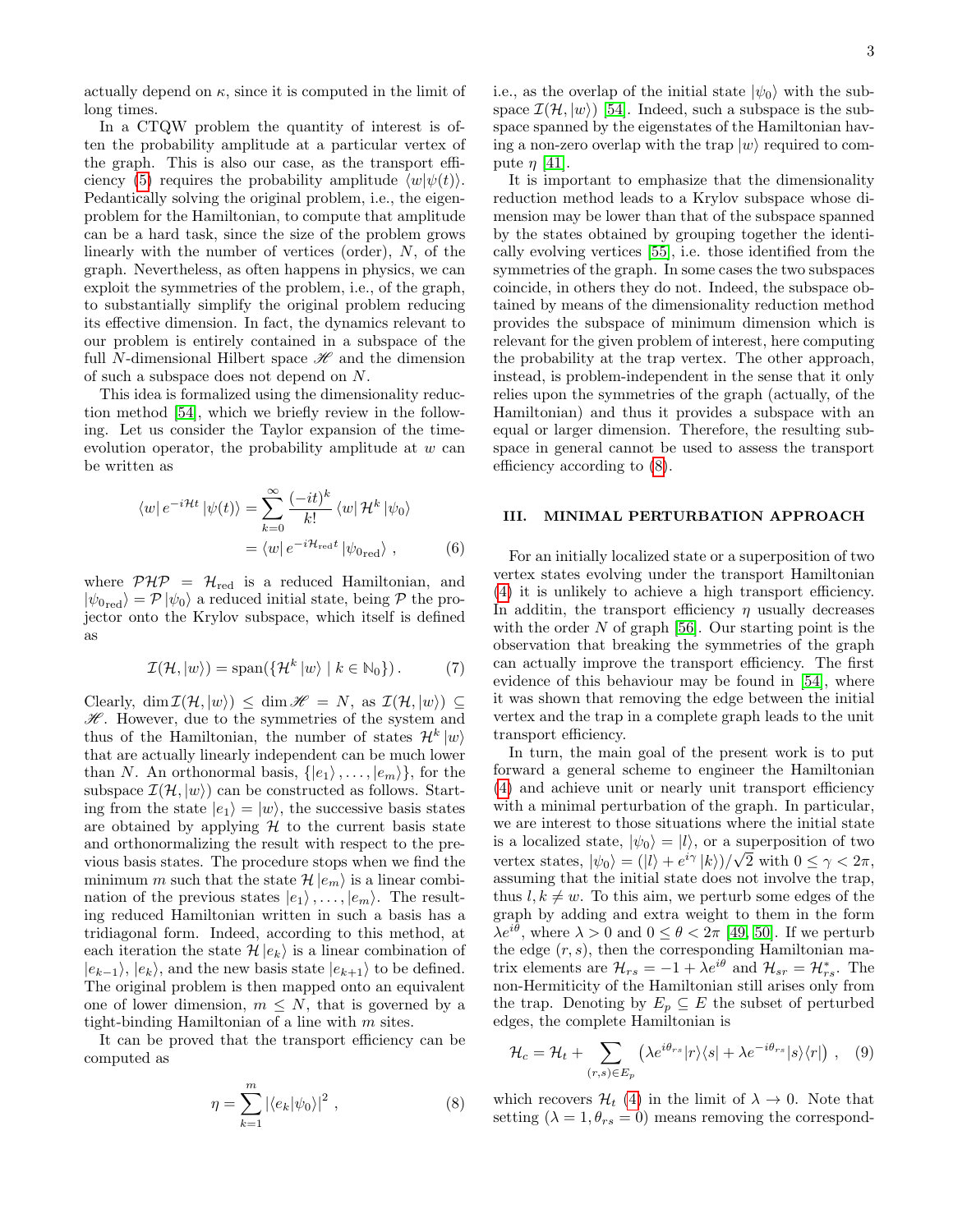actually depend on $\kappa$, since it is computed in the limit of long times.

In a CTQW problem the quantity of interest is often the probability amplitude at a particular vertex of the graph. This is also our case, as the transport efficiency (5) requires the probability amplitude $\langle w|\psi(t)\rangle$. Pedantically solving the original problem, i.e., the eigenproblem for the Hamiltonian, to compute that amplitude can be a hard task, since the size of the problem grows linearly with the number of vertices (order), $N$, of the graph. Nevertheless, as often happens in physics, we can exploit the symmetries of the problem, i.e., of the graph, to substantially simplify the original problem reducing its effective dimension. In fact, the dynamics relevant to our problem is entirely contained in a subspace of the full $N$-dimensional Hilbert space $\mathscr{H}$ and the dimension of such a subspace does not depend on $N$.

This idea is formalized using the dimensionality reduction method [54], which we briefly review in the following. Let us consider the Taylor expansion of the time-evolution operator, the probability amplitude at $w$ can be written as

$$
\begin{aligned}
\langle w| e^{-i\mathcal{H}t} |\psi(t)\rangle &= \sum_{k=0}^{\infty} \frac{(-it)^k}{k!} \langle w| \mathcal{H}^k |\psi_0\rangle \\
&= \langle w| e^{-i\mathcal{H}_{\text{red}}t} |\psi_{0\text{red}}\rangle ,
\end{aligned}
\tag{6}
$$

where $\mathcal{P}\mathcal{H}\mathcal{P} = \mathcal{H}_{\text{red}}$ is a reduced Hamiltonian, and $|\psi_{0\text{red}}\rangle = \mathcal{P}|\psi_0\rangle$ a reduced initial state, being $\mathcal{P}$ the projector onto the Krylov subspace, which itself is defined as

$$
\mathcal{I}(\mathcal{H}, |w\rangle) = \operatorname{span}(\{\mathcal{H}^k |w\rangle \mid k \in \mathbb{N}_0\}) . \tag{7}
$$

Clearly, $\dim \mathcal{I}(\mathcal{H}, |w\rangle) \leq \dim \mathscr{H} = N$, as $\mathcal{I}(\mathcal{H}, |w\rangle) \subseteq \mathscr{H}$. However, due to the symmetries of the system and thus of the Hamiltonian, the number of states $\mathcal{H}^k|w\rangle$ that are actually linearly independent can be much lower than $N$. An orthonormal basis, $\{|e_1\rangle, \ldots, |e_m\rangle\}$, for the subspace $\mathcal{I}(\mathcal{H}, |w\rangle)$ can be constructed as follows. Starting from the state $|e_1\rangle = |w\rangle$, the successive basis states are obtained by applying $\mathcal{H}$ to the current basis state and orthonormalizing the result with respect to the previous basis states. The procedure stops when we find the minimum $m$ such that the state $\mathcal{H}|e_m\rangle$ is a linear combination of the previous states $|e_1\rangle, \ldots, |e_m\rangle$. The resulting reduced Hamiltonian written in such a basis has a tridiagonal form. Indeed, according to this method, at each iteration the state $\mathcal{H}|e_k\rangle$ is a linear combination of $|e_{k-1}\rangle$, $|e_k\rangle$, and the new basis state $|e_{k+1}\rangle$ to be defined. The original problem is then mapped onto an equivalent one of lower dimension, $m \leq N$, that is governed by a tight-binding Hamiltonian of a line with $m$ sites.

It can be proved that the transport efficiency can be computed as

$$
\eta = \sum_{k=1}^{m} |\langle e_k|\psi_0\rangle|^2 , \tag{8}
$$

i.e., as the overlap of the initial state $|\psi_0\rangle$ with the subspace $\mathcal{I}(\mathcal{H}, |w\rangle)$ [54]. Indeed, such a subspace is the subspace spanned by the eigenstates of the Hamiltonian having a non-zero overlap with the trap $|w\rangle$ required to compute $\eta$ [41].

It is important to emphasize that the dimensionality reduction method leads to a Krylov subspace whose dimension may be lower than that of the subspace spanned by the states obtained by grouping together the identically evolving vertices [55], i.e. those identified from the symmetries of the graph. In some cases the two subspaces coincide, in others they do not. Indeed, the subspace obtained by means of the dimensionality reduction method provides the subspace of minimum dimension which is relevant for the given problem of interest, here computing the probability at the trap vertex. The other approach, instead, is problem-independent in the sense that it only relies upon the symmetries of the graph (actually, of the Hamiltonian) and thus it provides a subspace with an equal or larger dimension. Therefore, the resulting subspace in general cannot be used to assess the transport efficiency according to (8).

## III. MINIMAL PERTURBATION APPROACH

For an initially localized state or a superposition of two vertex states evolving under the transport Hamiltonian (4) it is unlikely to achieve a high transport efficiency. In additin, the transport efficiency $\eta$ usually decreases with the order $N$ of graph [56]. Our starting point is the observation that breaking the symmetries of the graph can actually improve the transport efficiency. The first evidence of this behaviour may be found in [54], where it was shown that removing the edge between the initial vertex and the trap in a complete graph leads to the unit transport efficiency.

In turn, the main goal of the present work is to put forward a general scheme to engineer the Hamiltonian (4) and achieve unit or nearly unit transport efficiency with a minimal perturbation of the graph. In particular, we are interest to those situations where the initial state is a localized state, $|\psi_0\rangle = |l\rangle$, or a superposition of two vertex states, $|\psi_0\rangle = (|l\rangle + e^{i\gamma}|k\rangle)/\sqrt{2}$ with $0 \leq \gamma < 2\pi$, assuming that the initial state does not involve the trap, thus $l, k \neq w$. To this aim, we perturb some edges of the graph by adding and extra weight to them in the form $\lambda e^{i\theta}$, where $\lambda > 0$ and $0 \leq \theta < 2\pi$ [49, 50]. If we perturb the edge $(r, s)$, then the corresponding Hamiltonian matrix elements are $\mathcal{H}_{rs} = -1 + \lambda e^{i\theta}$ and $\mathcal{H}_{sr} = \mathcal{H}_{rs}^*$. The non-Hermiticity of the Hamiltonian still arises only from the trap. Denoting by $E_p \subseteq E$ the subset of perturbed edges, the complete Hamiltonian is

$$
\mathcal{H}_c = \mathcal{H}_t + \sum_{(r,s)\in E_p} \left( \lambda e^{i\theta_{rs}} |r\rangle\langle s| + \lambda e^{-i\theta_{rs}} |s\rangle\langle r| \right) , \tag{9}
$$

which recovers $\mathcal{H}_t$ (4) in the limit of $\lambda \to 0$. Note that setting $(\lambda = 1, \theta_{rs} = 0)$ means removing the correspond-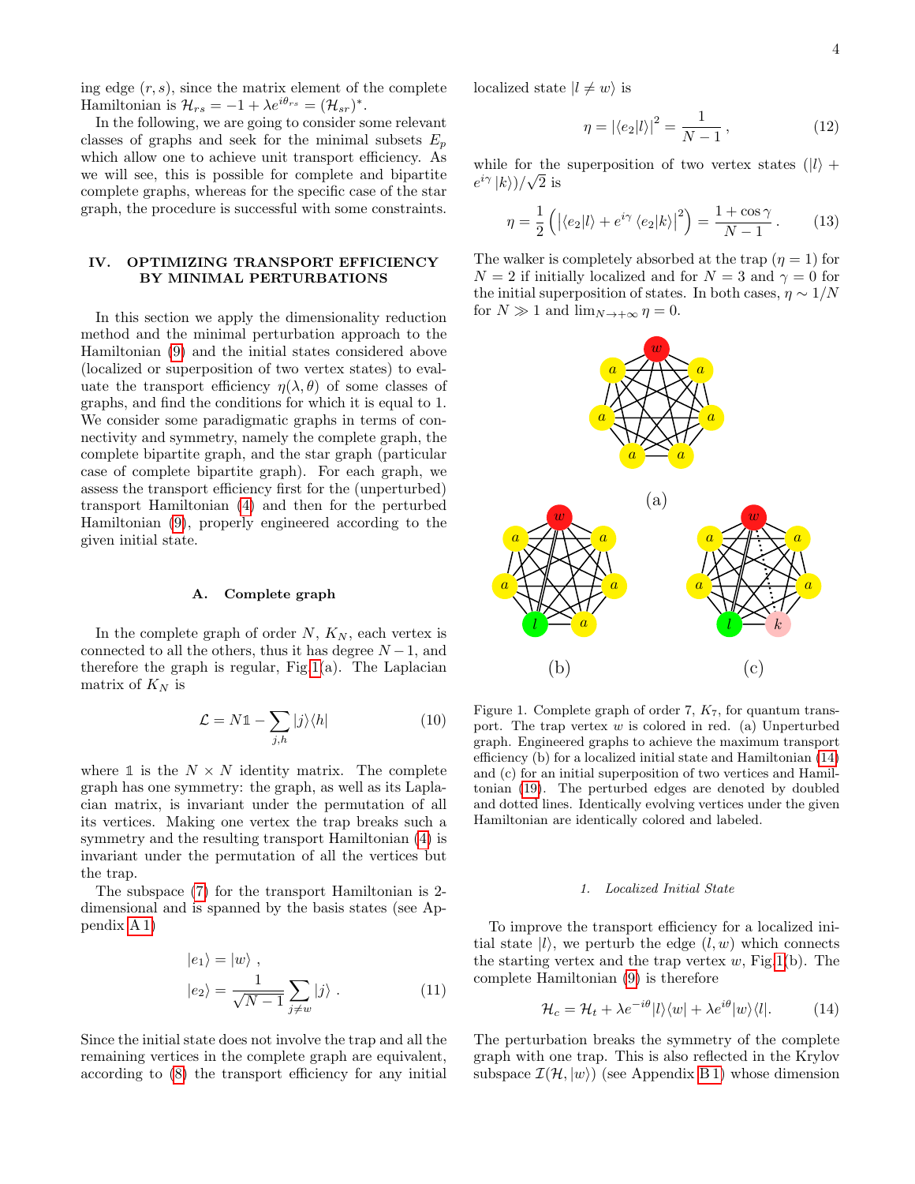ing edge $(r, s)$, since the matrix element of the complete Hamiltonian is $\mathcal{H}_{rs} = -1 + \lambda e^{i\theta_{rs}} = (\mathcal{H}_{sr})^*$.

In the following, we are going to consider some relevant classes of graphs and seek for the minimal subsets $E_p$ which allow one to achieve unit transport efficiency. As we will see, this is possible for complete and bipartite complete graphs, whereas for the specific case of the star graph, the procedure is successful with some constraints.

## IV. OPTIMIZING TRANSPORT EFFICIENCY BY MINIMAL PERTURBATIONS

In this section we apply the dimensionality reduction method and the minimal perturbation approach to the Hamiltonian (9) and the initial states considered above (localized or superposition of two vertex states) to evaluate the transport efficiency $\eta(\lambda, \theta)$ of some classes of graphs, and find the conditions for which it is equal to 1. We consider some paradigmatic graphs in terms of connectivity and symmetry, namely the complete graph, the complete bipartite graph, and the star graph (particular case of complete bipartite graph). For each graph, we assess the transport efficiency first for the (unperturbed) transport Hamiltonian (4) and then for the perturbed Hamiltonian (9), properly engineered according to the given initial state.

### A. Complete graph

In the complete graph of order $N$, $K_N$, each vertex is connected to all the others, thus it has degree $N-1$, and therefore the graph is regular, Fig 1(a). The Laplacian matrix of $K_N$ is

$$\mathcal{L} = N\mathbb{1} - \sum_{j,h} |j\rangle\langle h| \tag{10}$$

where $\mathbb{1}$ is the $N \times N$ identity matrix. The complete graph has one symmetry: the graph, as well as its Laplacian matrix, is invariant under the permutation of all its vertices. Making one vertex the trap breaks such a symmetry and the resulting transport Hamiltonian (4) is invariant under the permutation of all the vertices but the trap.

The subspace (7) for the transport Hamiltonian is 2-dimensional and is spanned by the basis states (see Appendix A 1)

$$|e_1\rangle = |w\rangle \,,$$
$$|e_2\rangle = \frac{1}{\sqrt{N-1}} \sum_{j \neq w} |j\rangle \,. \tag{11}$$

Since the initial state does not involve the trap and all the remaining vertices in the complete graph are equivalent, according to (8) the transport efficiency for any initial localized state $|l \neq w\rangle$ is

$$\eta = |\langle e_2|l\rangle|^2 = \frac{1}{N-1} \,, \tag{12}$$

while for the superposition of two vertex states $(|l\rangle + e^{i\gamma}|k\rangle)/\sqrt{2}$ is

$$\eta = \frac{1}{2}\left(\left|\langle e_2|l\rangle + e^{i\gamma}\langle e_2|k\rangle\right|^2\right) = \frac{1+\cos\gamma}{N-1} \,. \tag{13}$$

The walker is completely absorbed at the trap ($\eta = 1$) for $N = 2$ if initially localized and for $N = 3$ and $\gamma = 0$ for the initial superposition of states. In both cases, $\eta \sim 1/N$ for $N \gg 1$ and $\lim_{N\to+\infty} \eta = 0$.

Figure 1. Complete graph of order 7, $K_7$, for quantum transport. The trap vertex $w$ is colored in red. (a) Unperturbed graph. Engineered graphs to achieve the maximum transport efficiency (b) for a localized initial state and Hamiltonian (14) and (c) for an initial superposition of two vertices and Hamiltonian (19). The perturbed edges are denoted by doubled and dotted lines. Identically evolving vertices under the given Hamiltonian are identically colored and labeled.

#### 1. Localized Initial State

To improve the transport efficiency for a localized initial state $|l\rangle$, we perturb the edge $(l, w)$ which connects the starting vertex and the trap vertex $w$, Fig 1(b). The complete Hamiltonian (9) is therefore

$$\mathcal{H}_c = \mathcal{H}_t + \lambda e^{-i\theta}|l\rangle\langle w| + \lambda e^{i\theta}|w\rangle\langle l|. \tag{14}$$

The perturbation breaks the symmetry of the complete graph with one trap. This is also reflected in the Krylov subspace $\mathcal{I}(\mathcal{H}, |w\rangle)$ (see Appendix B 1) whose dimension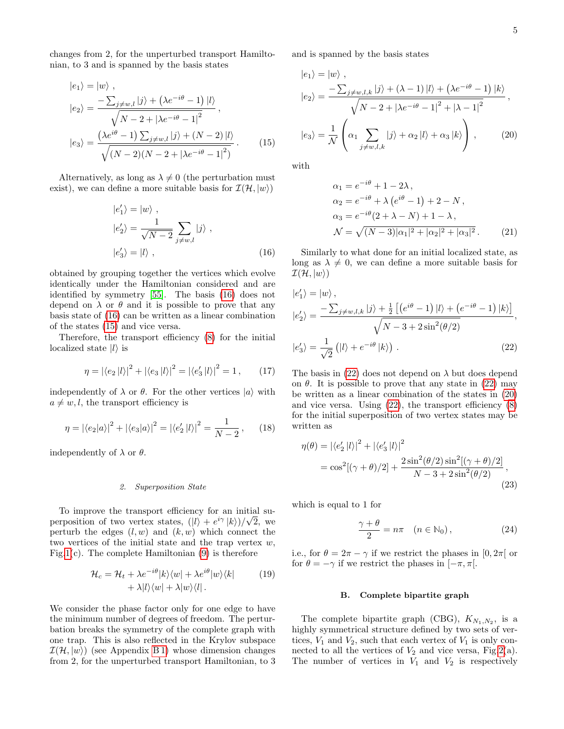changes from 2, for the unperturbed transport Hamiltonian, to 3 and is spanned by the basis states

$$
\begin{aligned}
|e_1\rangle &= |w\rangle \ , \\
|e_2\rangle &= \frac{-\sum_{j\neq w,l}|j\rangle + \left(\lambda e^{-i\theta}-1\right)|l\rangle}{\sqrt{N-2+\left|\lambda e^{-i\theta}-1\right|^2}} \ , \\
|e_3\rangle &= \frac{\left(\lambda e^{i\theta}-1\right)\sum_{j\neq w,l}|j\rangle + (N-2)|l\rangle}{\sqrt{(N-2)(N-2+\left|\lambda e^{-i\theta}-1\right|^2)}} \ . \qquad (15)
\end{aligned}
$$

Alternatively, as long as $\lambda \neq 0$ (the perturbation must exist), we can define a more suitable basis for $\mathcal{I}(\mathcal{H}, |w\rangle)$

$$
\begin{aligned}
|e_1'\rangle &= |w\rangle \ , \\
|e_2'\rangle &= \frac{1}{\sqrt{N-2}}\sum_{j\neq w,l}|j\rangle \ , \\
|e_3'\rangle &= |l\rangle \ , \qquad (16)
\end{aligned}
$$

obtained by grouping together the vertices which evolve identically under the Hamiltonian considered and are identified by symmetry [55]. The basis (16) does not depend on $\lambda$ or $\theta$ and it is possible to prove that any basis state of (16) can be written as a linear combination of the states (15) and vice versa.

Therefore, the transport efficiency (8) for the initial localized state $|l\rangle$ is

$$
\eta = \left|\langle e_2|l\rangle\right|^2 + \left|\langle e_3|l\rangle\right|^2 = \left|\langle e_3'|l\rangle\right|^2 = 1 \ , \qquad (17)
$$

independently of $\lambda$ or $\theta$. For the other vertices $|a\rangle$ with $a \neq w, l$, the transport efficiency is

$$
\eta = \left|\langle e_2|a\rangle\right|^2 + \left|\langle e_3|a\rangle\right|^2 = \left|\langle e_2'|l\rangle\right|^2 = \frac{1}{N-2} \ , \qquad (18)
$$

independently of $\lambda$ or $\theta$.

#### 2. Superposition State

To improve the transport efficiency for an initial superposition of two vertex states, $(|l\rangle + e^{i\gamma}|k\rangle)/\sqrt{2}$, we perturb the edges $(l,w)$ and $(k,w)$ which connect the two vertices of the initial state and the trap vertex $w$, Fig.1(c). The complete Hamiltonian (9) is therefore

$$
\begin{aligned}
\mathcal{H}_c = \mathcal{H}_t &+ \lambda e^{-i\theta}|k\rangle\langle w| + \lambda e^{i\theta}|w\rangle\langle k| \qquad (19) \\
&+ \lambda|l\rangle\langle w| + \lambda|w\rangle\langle l| \ .
\end{aligned}
$$

We consider the phase factor only for one edge to have the minimum number of degrees of freedom. The perturbation breaks the symmetry of the complete graph with one trap. This is also reflected in the Krylov subspace $\mathcal{I}(\mathcal{H}, |w\rangle)$ (see Appendix B 1) whose dimension changes from 2, for the unperturbed transport Hamiltonian, to 3 and is spanned by the basis states

$$
\begin{aligned}
|e_1\rangle &= |w\rangle \ , \\
|e_2\rangle &= \frac{-\sum_{j\neq w,l,k}|j\rangle + (\lambda-1)|l\rangle + \left(\lambda e^{-i\theta}-1\right)|k\rangle}{\sqrt{N-2+\left|\lambda e^{-i\theta}-1\right|^2+\left|\lambda-1\right|^2}} \ , \\
|e_3\rangle &= \frac{1}{\mathcal{N}}\left(\alpha_1\sum_{j\neq w,l,k}|j\rangle + \alpha_2|l\rangle + \alpha_3|k\rangle\right) \ , \qquad (20)
\end{aligned}
$$

with

$$
\begin{aligned}
\alpha_1 &= e^{-i\theta} + 1 - 2\lambda \ , \\
\alpha_2 &= e^{-i\theta} + \lambda\left(e^{i\theta}-1\right) + 2 - N \ , \\
\alpha_3 &= e^{-i\theta}(2+\lambda-N) + 1 - \lambda \ , \\
\mathcal{N} &= \sqrt{(N-3)|\alpha_1|^2 + |\alpha_2|^2 + |\alpha_3|^2} \ . \qquad (21)
\end{aligned}
$$

Similarly to what done for an initial localized state, as long as $\lambda \neq 0$, we can define a more suitable basis for $\mathcal{I}(\mathcal{H}, |w\rangle)$

$$
\begin{aligned}
|e_1'\rangle &= |w\rangle \ , \\
|e_2'\rangle &= \frac{-\sum_{j\neq w,l,k}|j\rangle + \frac{1}{2}\left[\left(e^{i\theta}-1\right)|l\rangle + \left(e^{-i\theta}-1\right)|k\rangle\right]}{\sqrt{N-3+2\sin^2(\theta/2)}} , \\
|e_3'\rangle &= \frac{1}{\sqrt{2}}\left(|l\rangle + e^{-i\theta}|k\rangle\right) \ . \qquad (22)
\end{aligned}
$$

The basis in (22) does not depend on $\lambda$ but does depend on $\theta$. It is possible to prove that any state in (22) may be written as a linear combination of the states in (20) and vice versa. Using (22), the transport efficiency (8) for the initial superposition of two vertex states may be written as

$$
\begin{aligned}
\eta(\theta) &= \left|\langle e_2'|l\rangle\right|^2 + \left|\langle e_3'|l\rangle\right|^2 \\
&= \cos^2[(\gamma+\theta)/2] + \frac{2\sin^2(\theta/2)\sin^2[(\gamma+\theta)/2]}{N-3+2\sin^2(\theta/2)} \ , \qquad (23)
\end{aligned}
$$

which is equal to 1 for

$$
\frac{\gamma+\theta}{2} = n\pi \quad (n \in \mathbb{N}_0) \ , \qquad (24)
$$

i.e., for $\theta = 2\pi - \gamma$ if we restrict the phases in $[0, 2\pi[$ or for $\theta = -\gamma$ if we restrict the phases in $[-\pi, \pi[$.

### B. Complete bipartite graph

The complete bipartite graph (CBG), $K_{N_1,N_2}$, is a highly symmetrical structure defined by two sets of vertices, $V_1$ and $V_2$, such that each vertex of $V_1$ is only connected to all the vertices of $V_2$ and vice versa, Fig.2(a). The number of vertices in $V_1$ and $V_2$ is respectively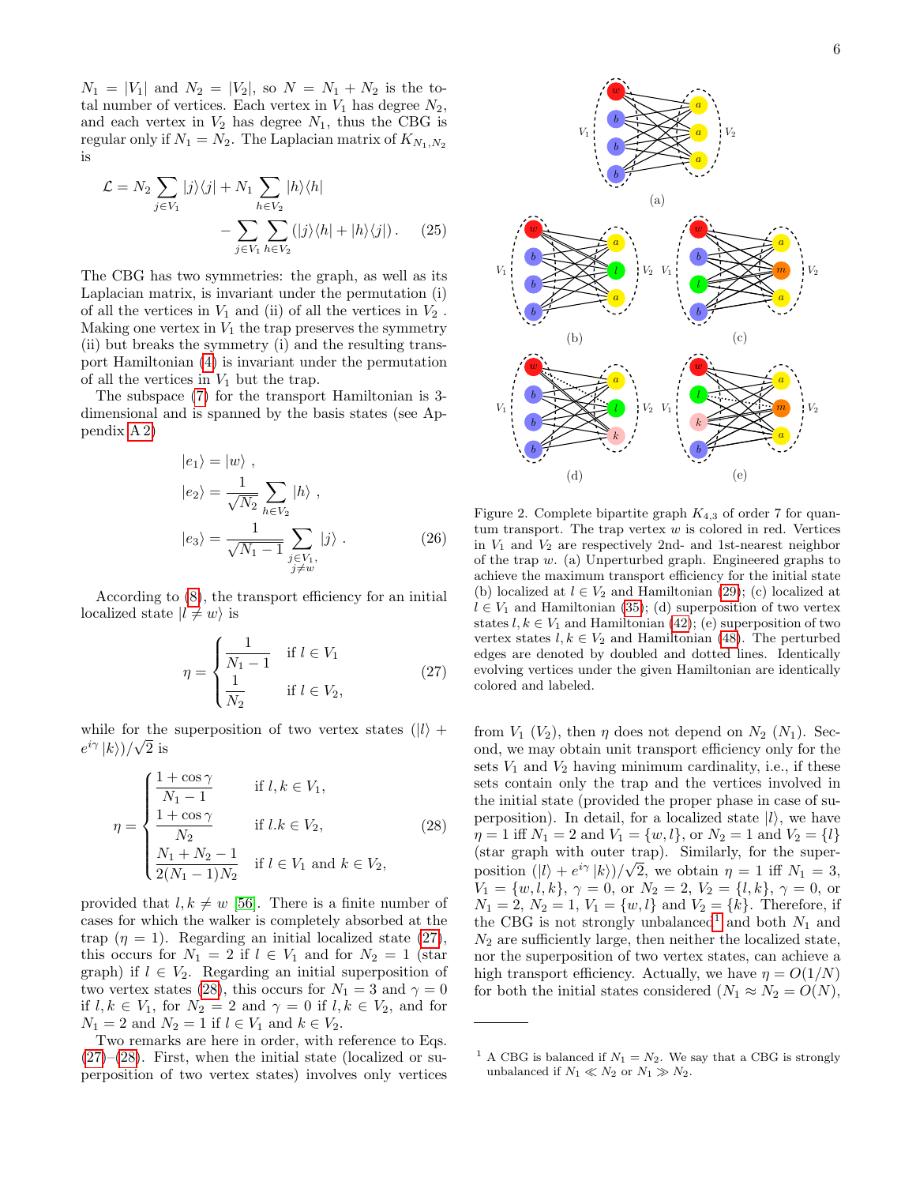$N_1 = |V_1|$ and $N_2 = |V_2|$, so $N = N_1 + N_2$ is the total number of vertices. Each vertex in $V_1$ has degree $N_2$, and each vertex in $V_2$ has degree $N_1$, thus the CBG is regular only if $N_1 = N_2$. The Laplacian matrix of $K_{N_1,N_2}$ is

$$\mathcal{L} = N_2 \sum_{j\in V_1} |j\rangle\langle j| + N_1 \sum_{h\in V_2} |h\rangle\langle h| - \sum_{j\in V_1}\sum_{h\in V_2} (|j\rangle\langle h| + |h\rangle\langle j|) . \quad (25)$$

The CBG has two symmetries: the graph, as well as its Laplacian matrix, is invariant under the permutation (i) of all the vertices in $V_1$ and (ii) of all the vertices in $V_2$ . Making one vertex in $V_1$ the trap preserves the symmetry (ii) but breaks the symmetry (i) and the resulting transport Hamiltonian (4) is invariant under the permutation of all the vertices in $V_1$ but the trap.

The subspace (7) for the transport Hamiltonian is 3-dimensional and is spanned by the basis states (see Appendix A 2)

$$\begin{aligned} |e_1\rangle &= |w\rangle , \\ |e_2\rangle &= \frac{1}{\sqrt{N_2}} \sum_{h\in V_2} |h\rangle , \\ |e_3\rangle &= \frac{1}{\sqrt{N_1 - 1}} \sum_{\substack{j\in V_1,\\ j\neq w}} |j\rangle . \end{aligned} \quad (26)$$

According to (8), the transport efficiency for an initial localized state $|l \neq w\rangle$ is

$$\eta = \begin{cases} \dfrac{1}{N_1 - 1} & \text{if } l \in V_1 \\ \dfrac{1}{N_2} & \text{if } l \in V_2, \end{cases} \quad (27)$$

while for the superposition of two vertex states $(|l\rangle + e^{i\gamma} |k\rangle)/\sqrt{2}$ is

$$\eta = \begin{cases} \dfrac{1 + \cos\gamma}{N_1 - 1} & \text{if } l, k \in V_1, \\ \dfrac{1 + \cos\gamma}{N_2} & \text{if } l.k \in V_2, \\ \dfrac{N_1 + N_2 - 1}{2(N_1 - 1)N_2} & \text{if } l \in V_1 \text{ and } k \in V_2, \end{cases} \quad (28)$$

provided that $l, k \neq w$ [56]. There is a finite number of cases for which the walker is completely absorbed at the trap ($\eta = 1$). Regarding an initial localized state (27), this occurs for $N_1 = 2$ if $l \in V_1$ and for $N_2 = 1$ (star graph) if $l \in V_2$. Regarding an initial superposition of two vertex states (28), this occurs for $N_1 = 3$ and $\gamma = 0$ if $l, k \in V_1$, for $N_2 = 2$ and $\gamma = 0$ if $l, k \in V_2$, and for $N_1 = 2$ and $N_2 = 1$ if $l \in V_1$ and $k \in V_2$.

Two remarks are here in order, with reference to Eqs. (27)–(28). First, when the initial state (localized or superposition of two vertex states) involves only vertices from $V_1$ ($V_2$), then $\eta$ does not depend on $N_2$ ($N_1$). Second, we may obtain unit transport efficiency only for the sets $V_1$ and $V_2$ having minimum cardinality, i.e., if these sets contain only the trap and the vertices involved in the initial state (provided the proper phase in case of superposition). In detail, for a localized state $|l\rangle$, we have $\eta = 1$ iff $N_1 = 2$ and $V_1 = \{w, l\}$, or $N_2 = 1$ and $V_2 = \{l\}$ (star graph with outer trap). Similarly, for the superposition $(|l\rangle + e^{i\gamma} |k\rangle)/\sqrt{2}$, we obtain $\eta = 1$ iff $N_1 = 3$, $V_1 = \{w, l, k\}$, $\gamma = 0$, or $N_2 = 2$, $V_2 = \{l, k\}$, $\gamma = 0$, or $N_1 = 2$, $N_2 = 1$, $V_1 = \{w, l\}$ and $V_2 = \{k\}$. Therefore, if the CBG is not strongly unbalanced[1] and both $N_1$ and $N_2$ are sufficiently large, then neither the localized state, nor the superposition of two vertex states, can achieve a high transport efficiency. Actually, we have $\eta = O(1/N)$ for both the initial states considered ($N_1 \approx N_2 = O(N)$,

Figure 2. Complete bipartite graph $K_{4,3}$ of order 7 for quantum transport. The trap vertex $w$ is colored in red. Vertices in $V_1$ and $V_2$ are respectively 2nd- and 1st-nearest neighbor of the trap $w$. (a) Unperturbed graph. Engineered graphs to achieve the maximum transport efficiency for the initial state (b) localized at $l \in V_2$ and Hamiltonian (29); (c) localized at $l \in V_1$ and Hamiltonian (35); (d) superposition of two vertex states $l, k \in V_1$ and Hamiltonian (42); (e) superposition of two vertex states $l, k \in V_2$ and Hamiltonian (48). The perturbed edges are denoted by doubled and dotted lines. Identically evolving vertices under the given Hamiltonian are identically colored and labeled.

[1] A CBG is balanced if $N_1 = N_2$. We say that a CBG is strongly unbalanced if $N_1 \ll N_2$ or $N_1 \gg N_2$.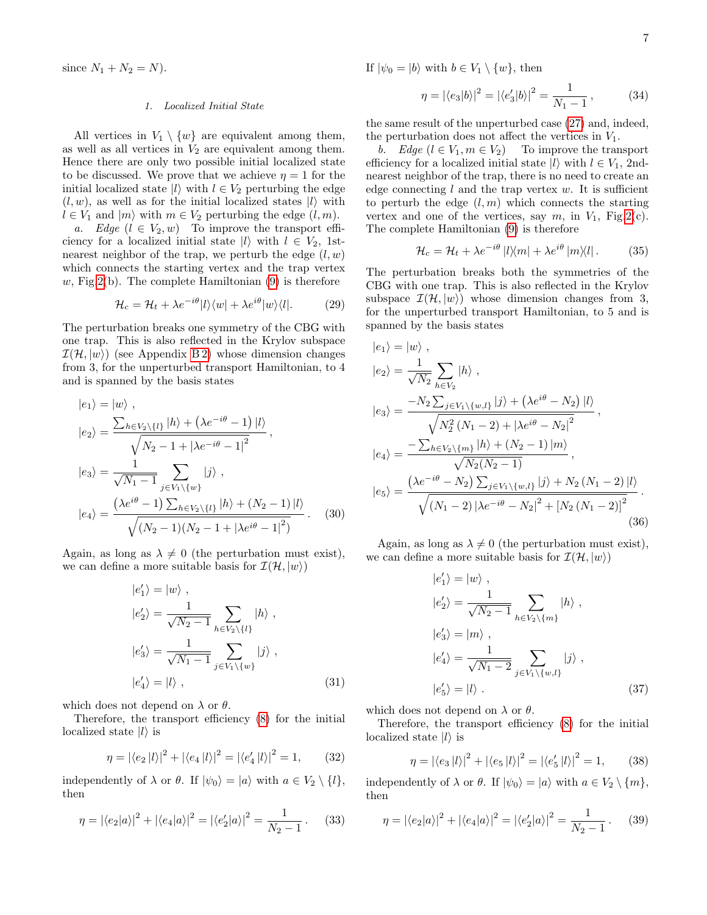since $N_1 + N_2 = N$).

#### 1. Localized Initial State

All vertices in $V_1 \setminus \{w\}$ are equivalent among them, as well as all vertices in $V_2$ are equivalent among them. Hence there are only two possible initial localized state to be discussed. We prove that we achieve $\eta = 1$ for the initial localized state $|l\rangle$ with $l \in V_2$ perturbing the edge $(l, w)$, as well as for the initial localized states $|l\rangle$ with $l \in V_1$ and $|m\rangle$ with $m \in V_2$ perturbing the edge $(l, m)$.

*a. Edge* $(l \in V_2, w)$ To improve the transport efficiency for a localized initial state $|l\rangle$ with $l \in V_2$, 1st-nearest neighbor of the trap, we perturb the edge $(l, w)$ which connects the starting vertex and the trap vertex $w$, Fig 2(b). The complete Hamiltonian (9) is therefore

$$\mathcal{H}_c = \mathcal{H}_t + \lambda e^{-i\theta} |l\rangle\langle w| + \lambda e^{i\theta} |w\rangle\langle l|. \tag{29}$$

The perturbation breaks one symmetry of the CBG with one trap. This is also reflected in the Krylov subspace $\mathcal{I}(\mathcal{H}, |w\rangle)$ (see Appendix B 2) whose dimension changes from 3, for the unperturbed transport Hamiltonian, to 4 and is spanned by the basis states

$$\begin{aligned}
|e_1\rangle &= |w\rangle \,, \\
|e_2\rangle &= \frac{\sum_{h \in V_2 \setminus \{l\}} |h\rangle + \left(\lambda e^{-i\theta} - 1\right) |l\rangle}{\sqrt{N_2 - 1 + |\lambda e^{-i\theta} - 1|^2}} \,, \\
|e_3\rangle &= \frac{1}{\sqrt{N_1 - 1}} \sum_{j \in V_1 \setminus \{w\}} |j\rangle \,, \\
|e_4\rangle &= \frac{\left(\lambda e^{i\theta} - 1\right) \sum_{h \in V_2 \setminus \{l\}} |h\rangle + (N_2 - 1) |l\rangle}{\sqrt{(N_2 - 1)(N_2 - 1 + |\lambda e^{i\theta} - 1|^2)}} \,.
\end{aligned} \tag{30}$$

Again, as long as $\lambda \neq 0$ (the perturbation must exist), we can define a more suitable basis for $\mathcal{I}(\mathcal{H}, |w\rangle)$

$$\begin{aligned}
|e_1'\rangle &= |w\rangle \,, \\
|e_2'\rangle &= \frac{1}{\sqrt{N_2 - 1}} \sum_{h \in V_2 \setminus \{l\}} |h\rangle \,, \\
|e_3'\rangle &= \frac{1}{\sqrt{N_1 - 1}} \sum_{j \in V_1 \setminus \{w\}} |j\rangle \,, \\
|e_4'\rangle &= |l\rangle \,,
\end{aligned} \tag{31}$$

which does not depend on $\lambda$ or $\theta$.

Therefore, the transport efficiency (8) for the initial localized state $|l\rangle$ is

$$\eta = |\langle e_2 \, |l\rangle|^2 + |\langle e_4 \, |l\rangle|^2 = |\langle e_4' \, |l\rangle|^2 = 1, \tag{32}$$

independently of $\lambda$ or $\theta$. If $|\psi_0\rangle = |a\rangle$ with $a \in V_2 \setminus \{l\}$, then

$$\eta = |\langle e_2 | a\rangle|^2 + |\langle e_4 | a\rangle|^2 = |\langle e_2' | a\rangle|^2 = \frac{1}{N_2 - 1} \,. \tag{33}$$

If $|\psi_0 = |b\rangle$ with $b \in V_1 \setminus \{w\}$, then

$$\eta = |\langle e_3 | b\rangle|^2 = |\langle e_3' | b\rangle|^2 = \frac{1}{N_1 - 1} \,, \tag{34}$$

the same result of the unperturbed case (27) and, indeed, the perturbation does not affect the vertices in $V_1$.

*b. Edge* $(l \in V_1, m \in V_2)$ To improve the transport efficiency for a localized initial state $|l\rangle$ with $l \in V_1$, 2nd-nearest neighbor of the trap, there is no need to create an edge connecting $l$ and the trap vertex $w$. It is sufficient to perturb the edge $(l, m)$ which connects the starting vertex and one of the vertices, say $m$, in $V_1$, Fig 2(c). The complete Hamiltonian (9) is therefore

$$\mathcal{H}_c = \mathcal{H}_t + \lambda e^{-i\theta} \, |l\rangle\langle m| + \lambda e^{i\theta} \, |m\rangle\langle l| \,. \tag{35}$$

The perturbation breaks both the symmetries of the CBG with one trap. This is also reflected in the Krylov subspace $\mathcal{I}(\mathcal{H}, |w\rangle)$ whose dimension changes from 3, for the unperturbed transport Hamiltonian, to 5 and is spanned by the basis states

$$\begin{aligned}
|e_1\rangle &= |w\rangle \,, \\
|e_2\rangle &= \frac{1}{\sqrt{N_2}} \sum_{h \in V_2} |h\rangle \,, \\
|e_3\rangle &= \frac{-N_2 \sum_{j \in V_1 \setminus \{w,l\}} |j\rangle + \left(\lambda e^{i\theta} - N_2\right) |l\rangle}{\sqrt{N_2^2 \left(N_1 - 2\right) + |\lambda e^{i\theta} - N_2|^2}} \,, \\
|e_4\rangle &= \frac{-\sum_{h \in V_2 \setminus \{m\}} |h\rangle + (N_2 - 1) |m\rangle}{\sqrt{N_2 (N_2 - 1)}} \,, \\
|e_5\rangle &= \frac{\left(\lambda e^{-i\theta} - N_2\right) \sum_{j \in V_1 \setminus \{w,l\}} |j\rangle + N_2 \left(N_1 - 2\right) |l\rangle}{\sqrt{\left(N_1 - 2\right) |\lambda e^{-i\theta} - N_2|^2 + \left[N_2 \left(N_1 - 2\right)\right]^2}} \,.
\end{aligned} \tag{36}$$

Again, as long as $\lambda \neq 0$ (the perturbation must exist), we can define a more suitable basis for $\mathcal{I}(\mathcal{H}, |w\rangle)$

$$\begin{aligned}
|e_1'\rangle &= |w\rangle \,, \\
|e_2'\rangle &= \frac{1}{\sqrt{N_2 - 1}} \sum_{h \in V_2 \setminus \{m\}} |h\rangle \,, \\
|e_3'\rangle &= |m\rangle \,, \\
|e_4'\rangle &= \frac{1}{\sqrt{N_1 - 2}} \sum_{j \in V_1 \setminus \{w,l\}} |j\rangle \,, \\
|e_5'\rangle &= |l\rangle \,.
\end{aligned} \tag{37}$$

which does not depend on $\lambda$ or $\theta$.

Therefore, the transport efficiency (8) for the initial localized state $|l\rangle$ is

$$\eta = |\langle e_3 \, |l\rangle|^2 + |\langle e_5 \, |l\rangle|^2 = |\langle e_5' \, |l\rangle|^2 = 1, \tag{38}$$

independently of $\lambda$ or $\theta$. If $|\psi_0\rangle = |a\rangle$ with $a \in V_2 \setminus \{m\}$, then

$$\eta = |\langle e_2 | a\rangle|^2 + |\langle e_4 | a\rangle|^2 = |\langle e_2' | a\rangle|^2 = \frac{1}{N_2 - 1} \,. \tag{39}$$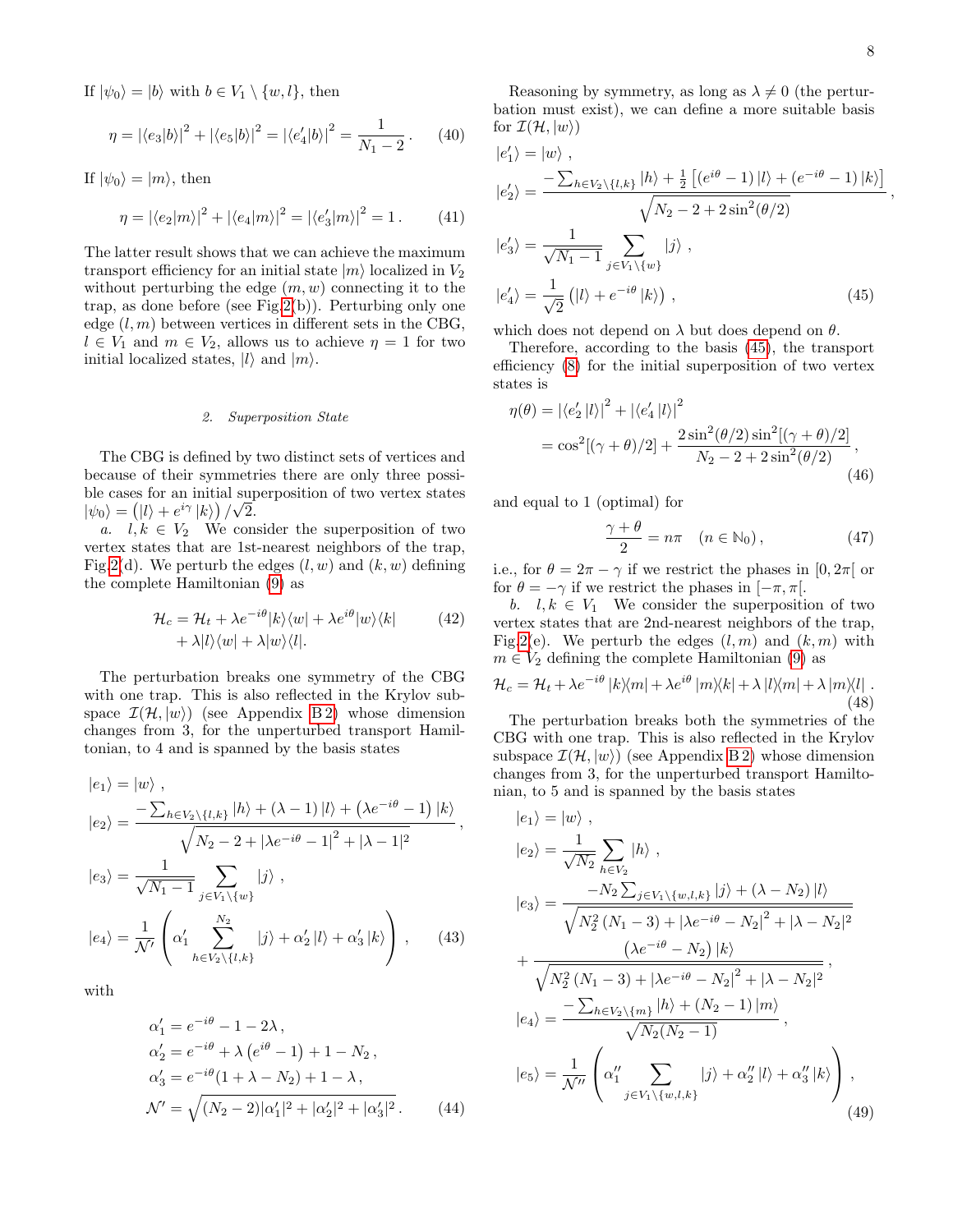If $|\psi_0\rangle = |b\rangle$ with $b \in V_1 \setminus \{w, l\}$, then

$$\eta = |\langle e_3|b\rangle|^2 + |\langle e_5|b\rangle|^2 = |\langle e_4'|b\rangle|^2 = \frac{1}{N_1 - 2}\,. \tag{40}$$

If $|\psi_0\rangle = |m\rangle$, then

$$\eta = |\langle e_2|m\rangle|^2 + |\langle e_4|m\rangle|^2 = |\langle e_3'|m\rangle|^2 = 1\,. \tag{41}$$

The latter result shows that we can achieve the maximum transport efficiency for an initial state $|m\rangle$ localized in $V_2$ without perturbing the edge $(m, w)$ connecting it to the trap, as done before (see Fig.2(b)). Perturbing only one edge $(l, m)$ between vertices in different sets in the CBG, $l \in V_1$ and $m \in V_2$, allows us to achieve $\eta = 1$ for two initial localized states, $|l\rangle$ and $|m\rangle$.

### 2. Superposition State

The CBG is defined by two distinct sets of vertices and because of their symmetries there are only three possible cases for an initial superposition of two vertex states $|\psi_0\rangle = \left(|l\rangle + e^{i\gamma}|k\rangle\right)/\sqrt{2}$.

*a. $l, k \in V_2$* We consider the superposition of two vertex states that are 1st-nearest neighbors of the trap, Fig.2(d). We perturb the edges $(l, w)$ and $(k, w)$ defining the complete Hamiltonian (9) as

$$\begin{aligned}\mathcal{H}_c = \mathcal{H}_t &+ \lambda e^{-i\theta}|k\rangle\langle w| + \lambda e^{i\theta}|w\rangle\langle k| \\ &+ \lambda|l\rangle\langle w| + \lambda|w\rangle\langle l|.\end{aligned} \tag{42}$$

The perturbation breaks one symmetry of the CBG with one trap. This is also reflected in the Krylov subspace $\mathcal{I}(\mathcal{H}, |w\rangle)$ (see Appendix B 2) whose dimension changes from 3, for the unperturbed transport Hamiltonian, to 4 and is spanned by the basis states

$$\begin{aligned}
|e_1\rangle &= |w\rangle\,, \\
|e_2\rangle &= \frac{-\sum_{h\in V_2\setminus\{l,k\}}|h\rangle + (\lambda - 1)|l\rangle + \left(\lambda e^{-i\theta} - 1\right)|k\rangle}{\sqrt{N_2 - 2 + \left|\lambda e^{-i\theta} - 1\right|^2 + |\lambda - 1|^2}}\,, \\
|e_3\rangle &= \frac{1}{\sqrt{N_1 - 1}}\sum_{j\in V_1\setminus\{w\}}|j\rangle\,, \\
|e_4\rangle &= \frac{1}{\mathcal{N}'}\left(\alpha_1'\sum_{h\in V_2\setminus\{l,k\}}^{N_2}|j\rangle + \alpha_2'|l\rangle + \alpha_3'|k\rangle\right)\,,
\end{aligned} \tag{43}$$

with

$$\begin{aligned}
\alpha_1' &= e^{-i\theta} - 1 - 2\lambda\,, \\
\alpha_2' &= e^{-i\theta} + \lambda\left(e^{i\theta} - 1\right) + 1 - N_2\,, \\
\alpha_3' &= e^{-i\theta}(1 + \lambda - N_2) + 1 - \lambda\,, \\
\mathcal{N}' &= \sqrt{(N_2 - 2)|\alpha_1'|^2 + |\alpha_2'|^2 + |\alpha_3'|^2}\,.
\end{aligned} \tag{44}$$

Reasoning by symmetry, as long as $\lambda \neq 0$ (the perturbation must exist), we can define a more suitable basis for $\mathcal{I}(\mathcal{H}, |w\rangle)$

$$\begin{aligned}
|e_1'\rangle &= |w\rangle\,, \\
|e_2'\rangle &= \frac{-\sum_{h\in V_2\setminus\{l,k\}}|h\rangle + \frac{1}{2}\left[\left(e^{i\theta} - 1\right)|l\rangle + \left(e^{-i\theta} - 1\right)|k\rangle\right]}{\sqrt{N_2 - 2 + 2\sin^2(\theta/2)}}\,, \\
|e_3'\rangle &= \frac{1}{\sqrt{N_1 - 1}}\sum_{j\in V_1\setminus\{w\}}|j\rangle\,, \\
|e_4'\rangle &= \frac{1}{\sqrt{2}}\left(|l\rangle + e^{-i\theta}|k\rangle\right)\,,
\end{aligned} \tag{45}$$

which does not depend on $\lambda$ but does depend on $\theta$.

Therefore, according to the basis (45), the transport efficiency (8) for the initial superposition of two vertex states is

$$\begin{aligned}
\eta(\theta) &= |\langle e_2'|l\rangle|^2 + |\langle e_4'|l\rangle|^2 \\
&= \cos^2[(\gamma + \theta)/2] + \frac{2\sin^2(\theta/2)\sin^2[(\gamma + \theta)/2]}{N_2 - 2 + 2\sin^2(\theta/2)}\,,
\end{aligned} \tag{46}$$

and equal to 1 (optimal) for

$$\frac{\gamma + \theta}{2} = n\pi \quad (n \in \mathbb{N}_0)\,, \tag{47}$$

i.e., for $\theta = 2\pi - \gamma$ if we restrict the phases in $[0, 2\pi[$ or for $\theta = -\gamma$ if we restrict the phases in $[-\pi, \pi[$.

*b. $l, k \in V_1$* We consider the superposition of two vertex states that are 2nd-nearest neighbors of the trap, Fig.2(e). We perturb the edges $(l, m)$ and $(k, m)$ with $m \in V_2$ defining the complete Hamiltonian (9) as

$$\mathcal{H}_c = \mathcal{H}_t + \lambda e^{-i\theta}|k\rangle\langle m| + \lambda e^{i\theta}|m\rangle\langle k| + \lambda|l\rangle\langle m| + \lambda|m\rangle\langle l|\,. \tag{48}$$

The perturbation breaks both the symmetries of the CBG with one trap. This is also reflected in the Krylov subspace $\mathcal{I}(\mathcal{H}, |w\rangle)$ (see Appendix B 2) whose dimension changes from 3, for the unperturbed transport Hamiltonian, to 5 and is spanned by the basis states

$$\begin{aligned}
|e_1\rangle &= |w\rangle\,, \\
|e_2\rangle &= \frac{1}{\sqrt{N_2}}\sum_{h\in V_2}|h\rangle\,, \\
|e_3\rangle &= \frac{-N_2\sum_{j\in V_1\setminus\{w,l,k\}}|j\rangle + (\lambda - N_2)|l\rangle}{\sqrt{N_2^2(N_1 - 3) + \left|\lambda e^{-i\theta} - N_2\right|^2 + |\lambda - N_2|^2}} \\
&+ \frac{\left(\lambda e^{-i\theta} - N_2\right)|k\rangle}{\sqrt{N_2^2(N_1 - 3) + \left|\lambda e^{-i\theta} - N_2\right|^2 + |\lambda - N_2|^2}}\,, \\
|e_4\rangle &= \frac{-\sum_{h\in V_2\setminus\{m\}}|h\rangle + (N_2 - 1)|m\rangle}{\sqrt{N_2(N_2 - 1)}}\,, \\
|e_5\rangle &= \frac{1}{\mathcal{N}''}\left(\alpha_1''\sum_{j\in V_1\setminus\{w,l,k\}}|j\rangle + \alpha_2''|l\rangle + \alpha_3''|k\rangle\right)\,,
\end{aligned} \tag{49}$$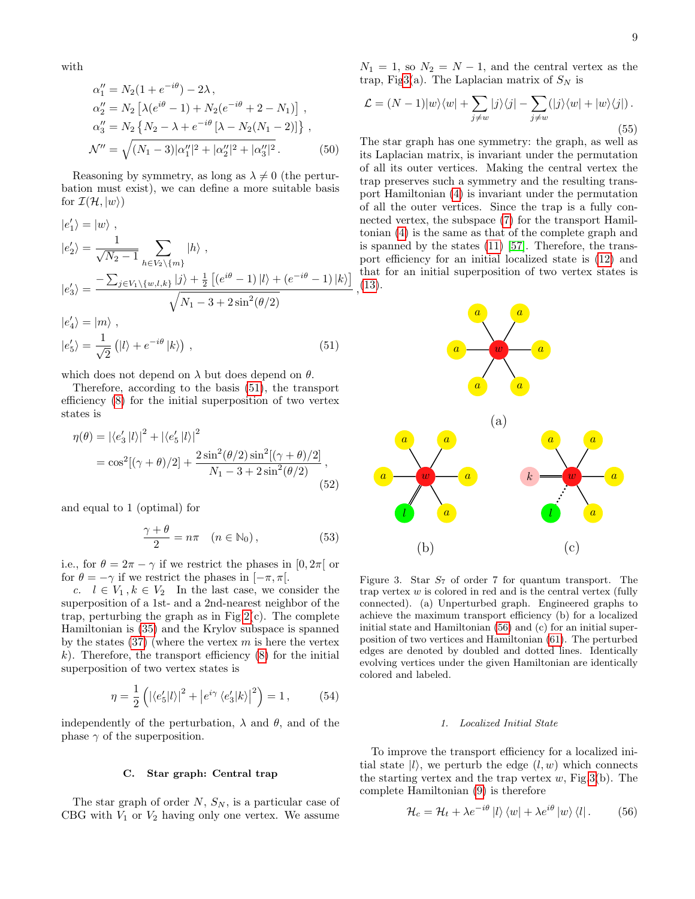with

$$
\begin{aligned}
\alpha_1'' &= N_2(1+e^{-i\theta}) - 2\lambda\,,\\
\alpha_2'' &= N_2\left[\lambda(e^{i\theta}-1) + N_2(e^{-i\theta}+2-N_1)\right]\,,\\
\alpha_3'' &= N_2\left\{N_2 - \lambda + e^{-i\theta}\left[\lambda - N_2(N_1-2)\right]\right\}\,,\\
\mathcal{N}'' &= \sqrt{(N_1-3)|\alpha_1''|^2 + |\alpha_2''|^2 + |\alpha_3''|^2}\,.
\end{aligned}
\tag{50}
$$

Reasoning by symmetry, as long as $\lambda \neq 0$ (the perturbation must exist), we can define a more suitable basis for $\mathcal{I}(\mathcal{H}, |w\rangle)$

$$
\begin{aligned}
|e_1'\rangle &= |w\rangle\,,\\
|e_2'\rangle &= \frac{1}{\sqrt{N_2-1}}\sum_{h\in V_2\setminus\{m\}}|h\rangle\,,\\
|e_3'\rangle &= \frac{-\sum_{j\in V_1\setminus\{w,l,k\}}|j\rangle + \frac{1}{2}\left[(e^{i\theta}-1)|l\rangle + (e^{-i\theta}-1)|k\rangle\right]}{\sqrt{N_1-3+2\sin^2(\theta/2)}}\,,\\
|e_4'\rangle &= |m\rangle\,,\\
|e_5'\rangle &= \frac{1}{\sqrt{2}}\left(|l\rangle + e^{-i\theta}|k\rangle\right)\,,
\end{aligned}
\tag{51}
$$

which does not depend on $\lambda$ but does depend on $\theta$.

Therefore, according to the basis (51), the transport efficiency (8) for the initial superposition of two vertex states is

$$
\begin{aligned}
\eta(\theta) &= |\langle e_3'|l\rangle|^2 + |\langle e_5'|l\rangle|^2\\
&= \cos^2[(\gamma+\theta)/2] + \frac{2\sin^2(\theta/2)\sin^2[(\gamma+\theta)/2]}{N_1-3+2\sin^2(\theta/2)}\,,
\end{aligned}
\tag{52}
$$

and equal to 1 (optimal) for

$$
\frac{\gamma+\theta}{2} = n\pi \quad (n\in\mathbb{N}_0)\,,
\tag{53}
$$

i.e., for $\theta = 2\pi - \gamma$ if we restrict the phases in $[0, 2\pi[$ or for $\theta = -\gamma$ if we restrict the phases in $[-\pi, \pi[$.

*c. $l \in V_1, k \in V_2$* In the last case, we consider the superposition of a 1st- and a 2nd-nearest neighbor of the trap, perturbing the graph as in Fig 2(c). The complete Hamiltonian is (35) and the Krylov subspace is spanned by the states (37) (where the vertex $m$ is here the vertex $k$). Therefore, the transport efficiency (8) for the initial superposition of two vertex states is

$$
\eta = \frac{1}{2}\left(|\langle e_5'|l\rangle|^2 + \left|e^{i\gamma}\langle e_3'|k\rangle\right|^2\right) = 1\,,
\tag{54}
$$

independently of the perturbation, $\lambda$ and $\theta$, and of the phase $\gamma$ of the superposition.

### C. Star graph: Central trap

The star graph of order $N$, $S_N$, is a particular case of CBG with $V_1$ or $V_2$ having only one vertex. We assume $N_1 = 1$, so $N_2 = N-1$, and the central vertex as the trap, Fig 3(a). The Laplacian matrix of $S_N$ is

$$
\mathcal{L} = (N-1)|w\rangle\langle w| + \sum_{j\neq w}|j\rangle\langle j| - \sum_{j\neq w}(|j\rangle\langle w| + |w\rangle\langle j|)\,.
\tag{55}
$$

The star graph has one symmetry: the graph, as well as its Laplacian matrix, is invariant under the permutation of all its outer vertices. Making the central vertex the trap preserves such a symmetry and the resulting transport Hamiltonian (4) is invariant under the permutation of all the outer vertices. Since the trap is a fully connected vertex, the subspace (7) for the transport Hamiltonian (4) is the same as that of the complete graph and is spanned by the states (11) [57]. Therefore, the transport efficiency for an initial localized state is (12) and that for an initial superposition of two vertex states is (13).

Figure 3. Star $S_7$ of order 7 for quantum transport. The trap vertex $w$ is colored in red and is the central vertex (fully connected). (a) Unperturbed graph. Engineered graphs to achieve the maximum transport efficiency (b) for a localized initial state and Hamiltonian (56) and (c) for an initial superposition of two vertices and Hamiltonian (61). The perturbed edges are denoted by doubled and dotted lines. Identically evolving vertices under the given Hamiltonian are identically colored and labeled.

#### 1. Localized Initial State

To improve the transport efficiency for a localized initial state $|l\rangle$, we perturb the edge $(l, w)$ which connects the starting vertex and the trap vertex $w$, Fig 3(b). The complete Hamiltonian (9) is therefore

$$
\mathcal{H}_c = \mathcal{H}_t + \lambda e^{-i\theta}|l\rangle\langle w| + \lambda e^{i\theta}|w\rangle\langle l|\,.
\tag{56}
$$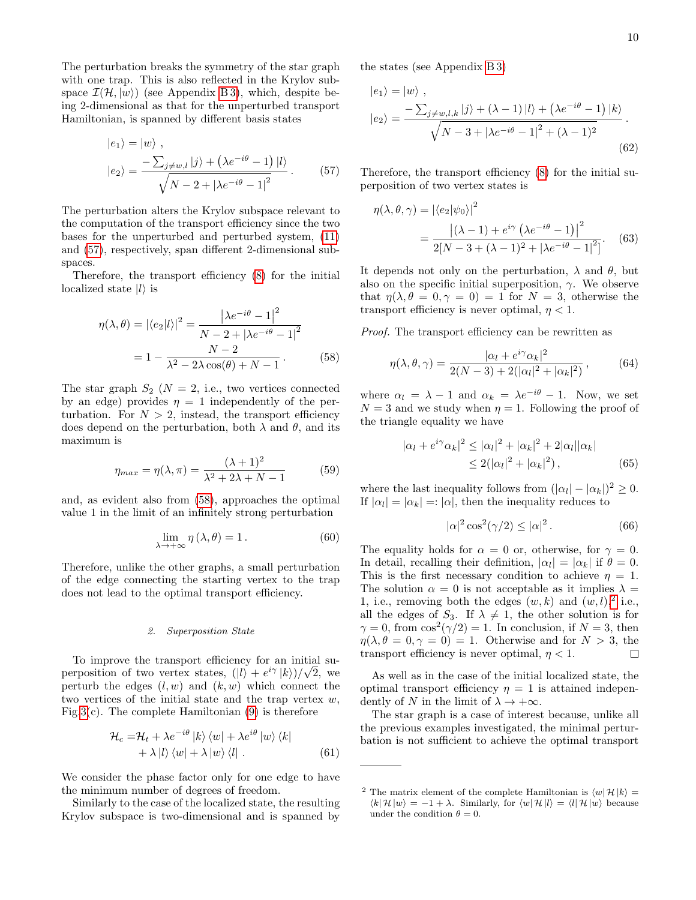The perturbation breaks the symmetry of the star graph with one trap. This is also reflected in the Krylov subspace $\mathcal{I}(\mathcal{H}, |w\rangle)$ (see Appendix B 3), which, despite being 2-dimensional as that for the unperturbed transport Hamiltonian, is spanned by different basis states

$$
\begin{aligned}
|e_1\rangle &= |w\rangle \, , \\
|e_2\rangle &= \frac{-\sum_{j\neq w,l} |j\rangle + \left(\lambda e^{-i\theta} - 1\right)|l\rangle}{\sqrt{N-2+\left|\lambda e^{-i\theta}-1\right|^2}} \, .
\end{aligned} \tag{57}
$$

The perturbation alters the Krylov subspace relevant to the computation of the transport efficiency since the two bases for the unperturbed and perturbed system, (11) and (57), respectively, span different 2-dimensional subspaces.

Therefore, the transport efficiency (8) for the initial localized state $|l\rangle$ is

$$
\begin{aligned}
\eta(\lambda,\theta) = |\langle e_2|l\rangle|^2 &= \frac{\left|\lambda e^{-i\theta}-1\right|^2}{N-2+\left|\lambda e^{-i\theta}-1\right|^2} \\
&= 1 - \frac{N-2}{\lambda^2 - 2\lambda\cos(\theta) + N - 1} \, .
\end{aligned} \tag{58}
$$

The star graph $S_2$ ($N=2$, i.e., two vertices connected by an edge) provides $\eta = 1$ independently of the perturbation. For $N>2$, instead, the transport efficiency does depend on the perturbation, both $\lambda$ and $\theta$, and its maximum is

$$
\eta_{max} = \eta(\lambda, \pi) = \frac{(\lambda+1)^2}{\lambda^2 + 2\lambda + N - 1} \tag{59}
$$

and, as evident also from (58), approaches the optimal value 1 in the limit of an infinitely strong perturbation

$$
\lim_{\lambda\to+\infty} \eta(\lambda,\theta) = 1 \, . \tag{60}
$$

Therefore, unlike the other graphs, a small perturbation of the edge connecting the starting vertex to the trap does not lead to the optimal transport efficiency.

#### 2. Superposition State

To improve the transport efficiency for an initial superposition of two vertex states, $(|l\rangle + e^{i\gamma}|k\rangle)/\sqrt{2}$, we perturb the edges $(l,w)$ and $(k,w)$ which connect the two vertices of the initial state and the trap vertex $w$, Fig.3(c). The complete Hamiltonian (9) is therefore

$$
\begin{aligned}
\mathcal{H}_c =& \mathcal{H}_t + \lambda e^{-i\theta}|k\rangle\langle w| + \lambda e^{i\theta}|w\rangle\langle k| \\
&+ \lambda |l\rangle\langle w| + \lambda |w\rangle\langle l| \, .
\end{aligned} \tag{61}
$$

We consider the phase factor only for one edge to have the minimum number of degrees of freedom.

Similarly to the case of the localized state, the resulting Krylov subspace is two-dimensional and is spanned by the states (see Appendix B 3)

$$
\begin{aligned}
|e_1\rangle &= |w\rangle \, , \\
|e_2\rangle &= \frac{-\sum_{j\neq w,l,k}|j\rangle + (\lambda-1)|l\rangle + \left(\lambda e^{-i\theta}-1\right)|k\rangle}{\sqrt{N-3+\left|\lambda e^{-i\theta}-1\right|^2 + (\lambda-1)^2}} \, .
\end{aligned} \tag{62}
$$

Therefore, the transport efficiency (8) for the initial superposition of two vertex states is

$$
\begin{aligned}
\eta(\lambda,\theta,\gamma) &= |\langle e_2|\psi_0\rangle|^2 \\
&= \frac{\left|(\lambda-1) + e^{i\gamma}\left(\lambda e^{-i\theta}-1\right)\right|^2}{2[N-3+(\lambda-1)^2+\left|\lambda e^{-i\theta}-1\right|^2]} .
\end{aligned} \tag{63}
$$

It depends not only on the perturbation, $\lambda$ and $\theta$, but also on the specific initial superposition, $\gamma$. We observe that $\eta(\lambda, \theta=0, \gamma=0) = 1$ for $N=3$, otherwise the transport efficiency is never optimal, $\eta < 1$.

*Proof.* The transport efficiency can be rewritten as

$$
\eta(\lambda,\theta,\gamma) = \frac{|\alpha_l + e^{i\gamma}\alpha_k|^2}{2(N-3) + 2(|\alpha_l|^2 + |\alpha_k|^2)} \, , \tag{64}
$$

where $\alpha_l = \lambda - 1$ and $\alpha_k = \lambda e^{-i\theta} - 1$. Now, we set $N=3$ and we study when $\eta = 1$. Following the proof of the triangle equality we have

$$
\begin{aligned}
|\alpha_l + e^{i\gamma}\alpha_k|^2 &\leq |\alpha_l|^2 + |\alpha_k|^2 + 2|\alpha_l||\alpha_k| \\
&\leq 2(|\alpha_l|^2 + |\alpha_k|^2) \, ,
\end{aligned} \tag{65}
$$

where the last inequality follows from $(|\alpha_l| - |\alpha_k|)^2 \geq 0$. If $|\alpha_l| = |\alpha_k| =: |\alpha|$, then the inequality reduces to

$$
|\alpha|^2 \cos^2(\gamma/2) \leq |\alpha|^2 \, . \tag{66}
$$

The equality holds for $\alpha = 0$ or, otherwise, for $\gamma = 0$. In detail, recalling their definition, $|\alpha_l| = |\alpha_k|$ if $\theta = 0$. This is the first necessary condition to achieve $\eta = 1$. The solution $\alpha = 0$ is not acceptable as it implies $\lambda = 1$, i.e., removing both the edges $(w,k)$ and $(w,l)$,[2] i.e., all the edges of $S_3$. If $\lambda \neq 1$, the other solution is for $\gamma = 0$, from $\cos^2(\gamma/2) = 1$. In conclusion, if $N=3$, then $\eta(\lambda, \theta=0, \gamma=0) = 1$. Otherwise and for $N>3$, the transport efficiency is never optimal, $\eta < 1$. □

As well as in the case of the initial localized state, the optimal transport efficiency $\eta = 1$ is attained independently of $N$ in the limit of $\lambda \to +\infty$.

The star graph is a case of interest because, unlike all the previous examples investigated, the minimal perturbation is not sufficient to achieve the optimal transport

---

[2] The matrix element of the complete Hamiltonian is $\langle w|\mathcal{H}|k\rangle = \langle k|\mathcal{H}|w\rangle = -1 + \lambda$. Similarly, for $\langle w|\mathcal{H}|l\rangle = \langle l|\mathcal{H}|w\rangle$ because under the condition $\theta = 0$.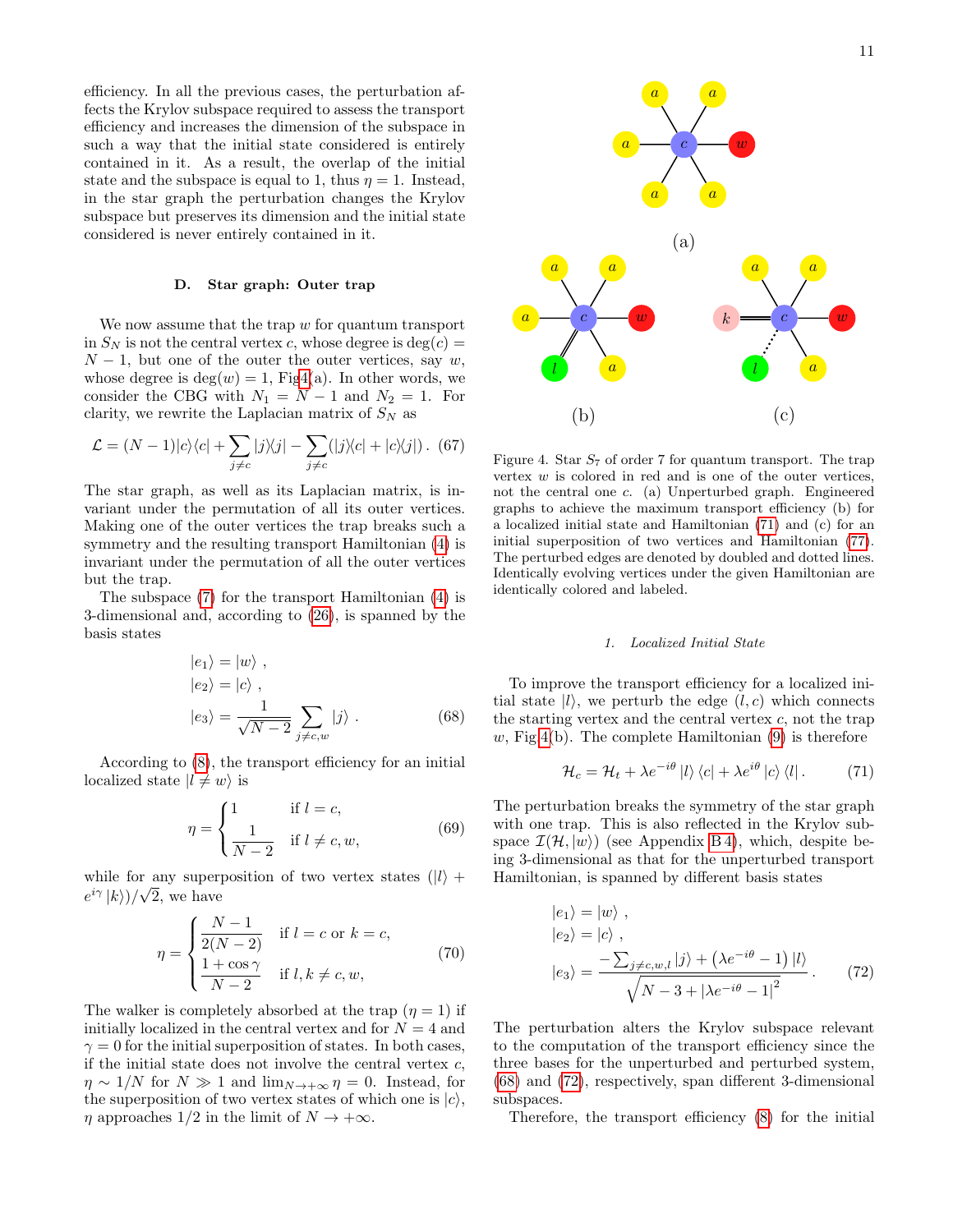efficiency. In all the previous cases, the perturbation affects the Krylov subspace required to assess the transport efficiency and increases the dimension of the subspace in such a way that the initial state considered is entirely contained in it. As a result, the overlap of the initial state and the subspace is equal to 1, thus $\eta = 1$. Instead, in the star graph the perturbation changes the Krylov subspace but preserves its dimension and the initial state considered is never entirely contained in it.

### D. Star graph: Outer trap

We now assume that the trap $w$ for quantum transport in $S_N$ is not the central vertex $c$, whose degree is $\deg(c) = N-1$, but one of the outer the outer vertices, say $w$, whose degree is $\deg(w) = 1$, Fig 4(a). In other words, we consider the CBG with $N_1 = N-1$ and $N_2 = 1$. For clarity, we rewrite the Laplacian matrix of $S_N$ as

$$\mathcal{L} = (N-1)|c\rangle\langle c| + \sum_{j\neq c} |j\rangle\langle j| - \sum_{j \neq c} (|j\rangle\langle c| + |c\rangle\langle j|) \,. \quad (67)$$

The star graph, as well as its Laplacian matrix, is invariant under the permutation of all its outer vertices. Making one of the outer vertices the trap breaks such a symmetry and the resulting transport Hamiltonian (4) is invariant under the permutation of all the outer vertices but the trap.

The subspace (7) for the transport Hamiltonian (4) is 3-dimensional and, according to (26), is spanned by the basis states

$$\begin{aligned}
|e_1\rangle &= |w\rangle \,, \\
|e_2\rangle &= |c\rangle \,, \\
|e_3\rangle &= \frac{1}{\sqrt{N-2}} \sum_{j \neq c,w} |j\rangle \,.
\end{aligned} \quad (68)$$

According to (8), the transport efficiency for an initial localized state $|l \neq w\rangle$ is

$$\eta = \begin{cases} 1 & \text{if } l = c, \\ \dfrac{1}{N-2} & \text{if } l \neq c, w, \end{cases} \quad (69)$$

while for any superposition of two vertex states $(|l\rangle + e^{i\gamma}|k\rangle)/\sqrt{2}$, we have

$$\eta = \begin{cases} \dfrac{N-1}{2(N-2)} & \text{if } l = c \text{ or } k = c, \\ \dfrac{1+\cos\gamma}{N-2} & \text{if } l, k \neq c, w, \end{cases} \quad (70)$$

The walker is completely absorbed at the trap ($\eta = 1$) if initially localized in the central vertex and for $N = 4$ and $\gamma = 0$ for the initial superposition of states. In both cases, if the initial state does not involve the central vertex $c$, $\eta \sim 1/N$ for $N \gg 1$ and $\lim_{N \to +\infty} \eta = 0$. Instead, for the superposition of two vertex states of which one is $|c\rangle$, $\eta$ approaches $1/2$ in the limit of $N \to +\infty$.

Figure 4. Star $S_7$ of order 7 for quantum transport. The trap vertex $w$ is colored in red and is one of the outer vertices, not the central one $c$. (a) Unperturbed graph. Engineered graphs to achieve the maximum transport efficiency (b) for a localized initial state and Hamiltonian (71) and (c) for an initial superposition of two vertices and Hamiltonian (77). The perturbed edges are denoted by doubled and dotted lines. Identically evolving vertices under the given Hamiltonian are identically colored and labeled.

#### 1. Localized Initial State

To improve the transport efficiency for a localized initial state $|l\rangle$, we perturb the edge $(l, c)$ which connects the starting vertex and the central vertex $c$, not the trap $w$, Fig 4(b). The complete Hamiltonian (9) is therefore

$$\mathcal{H}_c = \mathcal{H}_t + \lambda e^{-i\theta} |l\rangle\langle c| + \lambda e^{i\theta} |c\rangle\langle l| \,. \quad (71)$$

The perturbation breaks the symmetry of the star graph with one trap. This is also reflected in the Krylov subspace $\mathcal{I}(\mathcal{H}, |w\rangle)$ (see Appendix B 4), which, despite being 3-dimensional as that for the unperturbed transport Hamiltonian, is spanned by different basis states

$$\begin{aligned}
|e_1\rangle &= |w\rangle \,, \\
|e_2\rangle &= |c\rangle \,, \\
|e_3\rangle &= \frac{-\sum_{j\neq c,w,l} |j\rangle + \left(\lambda e^{-i\theta} - 1\right)|l\rangle}{\sqrt{N-3+|\lambda e^{-i\theta}-1|^2}} \,.
\end{aligned} \quad (72)$$

The perturbation alters the Krylov subspace relevant to the computation of the transport efficiency since the three bases for the unperturbed and perturbed system, (68) and (72), respectively, span different 3-dimensional subspaces.

Therefore, the transport efficiency (8) for the initial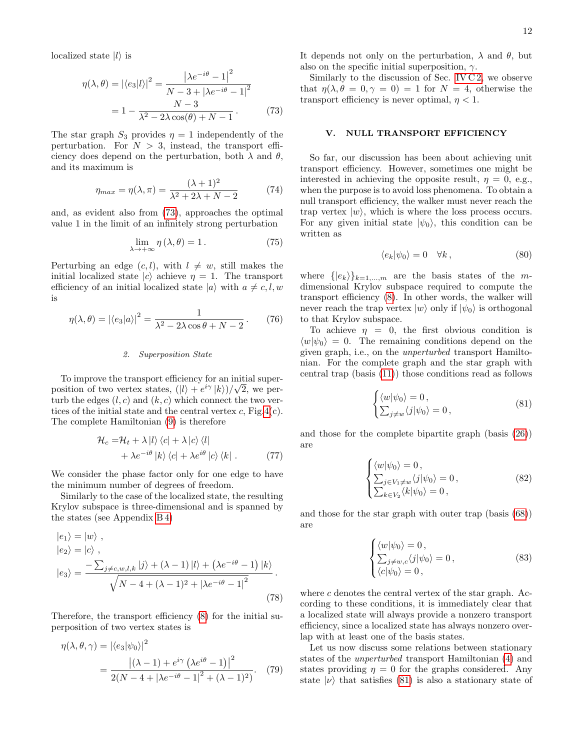localized state $|l\rangle$ is

$$
\begin{aligned}
\eta(\lambda, \theta) = |\langle e_3|l\rangle|^2 &= \frac{\left|\lambda e^{-i\theta} - 1\right|^2}{N - 3 + |\lambda e^{-i\theta} - 1|^2} \\
&= 1 - \frac{N-3}{\lambda^2 - 2\lambda\cos(\theta) + N - 1}\,.
\end{aligned} \tag{73}
$$

The star graph $S_3$ provides $\eta = 1$ independently of the perturbation. For $N > 3$, instead, the transport efficiency does depend on the perturbation, both $\lambda$ and $\theta$, and its maximum is

$$
\eta_{max} = \eta(\lambda, \pi) = \frac{(\lambda+1)^2}{\lambda^2 + 2\lambda + N - 2} \tag{74}
$$

and, as evident also from (73), approaches the optimal value 1 in the limit of an infinitely strong perturbation

$$
\lim_{\lambda \to +\infty} \eta\left(\lambda, \theta\right) = 1\,. \tag{75}
$$

Perturbing an edge $(c, l)$, with $l \neq w$, still makes the initial localized state $|c\rangle$ achieve $\eta = 1$. The transport efficiency of an initial localized state $|a\rangle$ with $a \neq c, l, w$ is

$$
\eta(\lambda, \theta) = |\langle e_3|a\rangle|^2 = \frac{1}{\lambda^2 - 2\lambda\cos\theta + N - 2}\,. \tag{76}
$$

#### 2. Superposition State

To improve the transport efficiency for an initial superposition of two vertex states, $(|l\rangle + e^{i\gamma}|k\rangle)/\sqrt{2}$, we perturb the edges $(l, c)$ and $(k, c)$ which connect the two vertices of the initial state and the central vertex $c$, Fig.4(c). The complete Hamiltonian (9) is therefore

$$
\begin{aligned}
\mathcal{H}_c = &\mathcal{H}_t + \lambda\,|l\rangle\langle c| + \lambda\,|c\rangle\langle l| \\
&+ \lambda e^{-i\theta}\,|k\rangle\langle c| + \lambda e^{i\theta}\,|c\rangle\langle k|\,.
\end{aligned} \tag{77}
$$

We consider the phase factor only for one edge to have the minimum number of degrees of freedom.

Similarly to the case of the localized state, the resulting Krylov subspace is three-dimensional and is spanned by the states (see Appendix B 4)

$$
\begin{aligned}
|e_1\rangle &= |w\rangle\,, \\
|e_2\rangle &= |c\rangle\,, \\
|e_3\rangle &= \frac{-\sum_{j\neq c,w,l,k}|j\rangle + (\lambda-1)\,|l\rangle + \left(\lambda e^{-i\theta}-1\right)|k\rangle}{\sqrt{N-4+(\lambda-1)^2+|\lambda e^{-i\theta}-1|^2}}\,.
\end{aligned} \tag{78}
$$

Therefore, the transport efficiency (8) for the initial superposition of two vertex states is

$$
\begin{aligned}
\eta(\lambda, \theta, \gamma) &= |\langle e_3|\psi_0\rangle|^2 \\
&= \frac{\left|(\lambda-1) + e^{i\gamma}\left(\lambda e^{i\theta}-1\right)\right|^2}{2(N-4+|\lambda e^{-i\theta}-1|^2+(\lambda-1)^2)}\,.
\end{aligned} \tag{79}
$$

It depends not only on the perturbation, $\lambda$ and $\theta$, but also on the specific initial superposition, $\gamma$.

Similarly to the discussion of Sec. IV C 2, we observe that $\eta(\lambda, \theta = 0, \gamma = 0) = 1$ for $N = 4$, otherwise the transport efficiency is never optimal, $\eta < 1$.

## V. NULL TRANSPORT EFFICIENCY

So far, our discussion has been about achieving unit transport efficiency. However, sometimes one might be interested in achieving the opposite result, $\eta = 0$, e.g., when the purpose is to avoid loss phenomena. To obtain a null transport efficiency, the walker must never reach the trap vertex $|w\rangle$, which is where the loss process occurs. For any given initial state $|\psi_0\rangle$, this condition can be written as

$$
\langle e_k|\psi_0\rangle = 0 \quad \forall k\,, \tag{80}
$$

where $\{|e_k\rangle\}_{k=1,\dots,m}$ are the basis states of the $m$-dimensional Krylov subspace required to compute the transport efficiency (8). In other words, the walker will never reach the trap vertex $|w\rangle$ only if $|\psi_0\rangle$ is orthogonal to that Krylov subspace.

To achieve $\eta = 0$, the first obvious condition is $\langle w|\psi_0\rangle = 0$. The remaining conditions depend on the given graph, i.e., on the *unperturbed* transport Hamiltonian. For the complete graph and the star graph with central trap (basis (11)) those conditions read as follows

$$
\begin{cases}
\langle w|\psi_0\rangle = 0\,, \\
\sum_{j\neq w}\langle j|\psi_0\rangle = 0\,,
\end{cases} \tag{81}
$$

and those for the complete bipartite graph (basis (26)) are

$$
\begin{cases}
\langle w|\psi_0\rangle = 0\,, \\
\sum_{j\in V_1\neq w}\langle j|\psi_0\rangle = 0\,, \\
\sum_{k\in V_2}\langle k|\psi_0\rangle = 0\,,
\end{cases} \tag{82}
$$

and those for the star graph with outer trap (basis (68)) are

$$
\begin{cases}
\langle w|\psi_0\rangle = 0\,, \\
\sum_{j\neq w,c}\langle j|\psi_0\rangle = 0\,, \\
\langle c|\psi_0\rangle = 0\,,
\end{cases} \tag{83}
$$

where $c$ denotes the central vertex of the star graph. According to these conditions, it is immediately clear that a localized state will always provide a nonzero transport efficiency, since a localized state has always nonzero overlap with at least one of the basis states.

Let us now discuss some relations between stationary states of the *unperturbed* transport Hamiltonian (4) and states providing $\eta = 0$ for the graphs considered. Any state $|\nu\rangle$ that satisfies (81) is also a stationary state of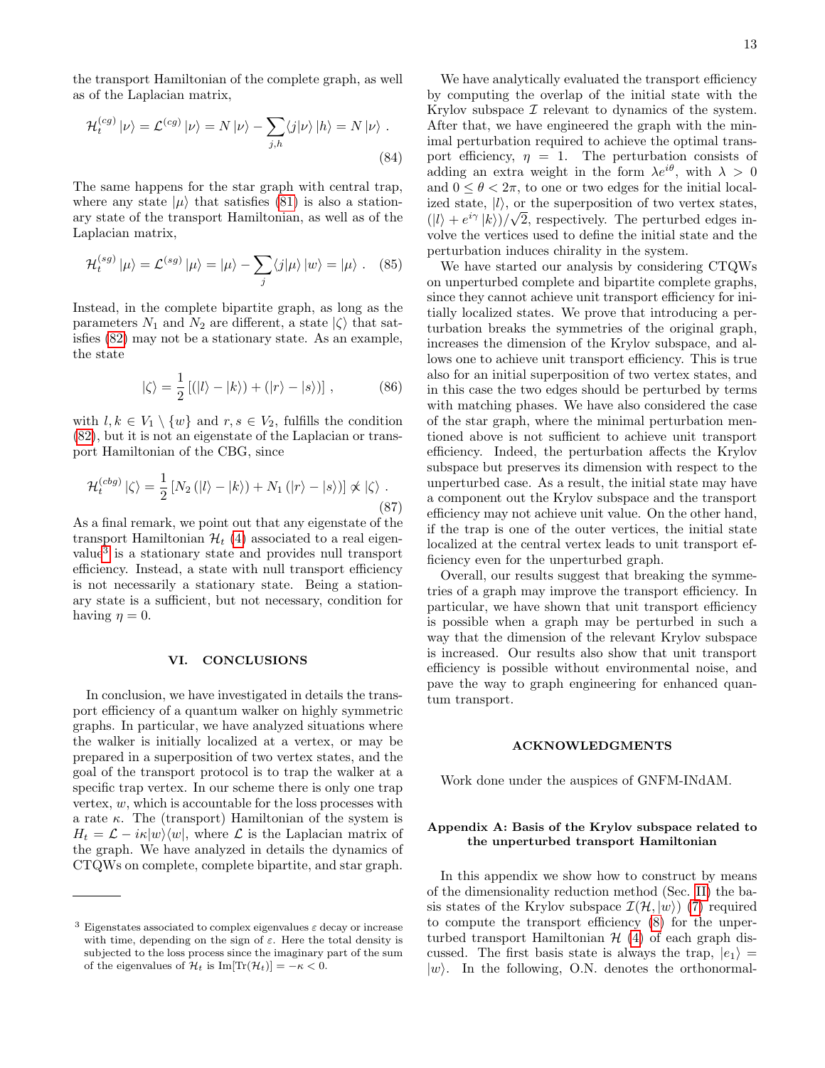the transport Hamiltonian of the complete graph, as well as of the Laplacian matrix,

$$\mathcal{H}_t^{(cg)} |\nu\rangle = \mathcal{L}^{(cg)} |\nu\rangle = N |\nu\rangle - \sum_{j,h} \langle j|\nu\rangle |h\rangle = N |\nu\rangle \ . \tag{84}$$

The same happens for the star graph with central trap, where any state $|\mu\rangle$ that satisfies (81) is also a stationary state of the transport Hamiltonian, as well as of the Laplacian matrix,

$$\mathcal{H}_t^{(sg)} |\mu\rangle = \mathcal{L}^{(sg)} |\mu\rangle = |\mu\rangle - \sum_{j} \langle j|\mu\rangle |w\rangle = |\mu\rangle \ . \tag{85}$$

Instead, in the complete bipartite graph, as long as the parameters $N_1$ and $N_2$ are different, a state $|\zeta\rangle$ that satisfies (82) may not be a stationary state. As an example, the state

$$|\zeta\rangle = \frac{1}{2} \left[ (|l\rangle - |k\rangle) + (|r\rangle - |s\rangle) \right] , \tag{86}$$

with $l, k \in V_1 \setminus \{w\}$ and $r, s \in V_2$, fulfills the condition (82), but it is not an eigenstate of the Laplacian or transport Hamiltonian of the CBG, since

$$\mathcal{H}_t^{(cbg)} |\zeta\rangle = \frac{1}{2} \left[ N_2 (|l\rangle - |k\rangle) + N_1 (|r\rangle - |s\rangle) \right] \not\propto |\zeta\rangle \ . \tag{87}$$

As a final remark, we point out that any eigenstate of the transport Hamiltonian $\mathcal{H}_t$ (4) associated to a real eigenvalue[3] is a stationary state and provides null transport efficiency. Instead, a state with null transport efficiency is not necessarily a stationary state. Being a stationary state is a sufficient, but not necessary, condition for having $\eta = 0$.

## VI. CONCLUSIONS

In conclusion, we have investigated in details the transport efficiency of a quantum walker on highly symmetric graphs. In particular, we have analyzed situations where the walker is initially localized at a vertex, or may be prepared in a superposition of two vertex states, and the goal of the transport protocol is to trap the walker at a specific trap vertex. In our scheme there is only one trap vertex, $w$, which is accountable for the loss processes with a rate $\kappa$. The (transport) Hamiltonian of the system is $H_t = \mathcal{L} - i\kappa|w\rangle\langle w|$, where $\mathcal{L}$ is the Laplacian matrix of the graph. We have analyzed in details the dynamics of CTQWs on complete, complete bipartite, and star graph.

We have analytically evaluated the transport efficiency by computing the overlap of the initial state with the Krylov subspace $\mathcal{I}$ relevant to dynamics of the system. After that, we have engineered the graph with the minimal perturbation required to achieve the optimal transport efficiency, $\eta = 1$. The perturbation consists of adding an extra weight in the form $\lambda e^{i\theta}$, with $\lambda > 0$ and $0 \leq \theta < 2\pi$, to one or two edges for the initial localized state, $|l\rangle$, or the superposition of two vertex states, $(|l\rangle + e^{i\gamma} |k\rangle)/\sqrt{2}$, respectively. The perturbed edges involve the vertices used to define the initial state and the perturbation induces chirality in the system.

We have started our analysis by considering CTQWs on unperturbed complete and bipartite complete graphs, since they cannot achieve unit transport efficiency for initially localized states. We prove that introducing a perturbation breaks the symmetries of the original graph, increases the dimension of the Krylov subspace, and allows one to achieve unit transport efficiency. This is true also for an initial superposition of two vertex states, and in this case the two edges should be perturbed by terms with matching phases. We have also considered the case of the star graph, where the minimal perturbation mentioned above is not sufficient to achieve unit transport efficiency. Indeed, the perturbation affects the Krylov subspace but preserves its dimension with respect to the unperturbed case. As a result, the initial state may have a component out the Krylov subspace and the transport efficiency may not achieve unit value. On the other hand, if the trap is one of the outer vertices, the initial state localized at the central vertex leads to unit transport efficiency even for the unperturbed graph.

Overall, our results suggest that breaking the symmetries of a graph may improve the transport efficiency. In particular, we have shown that unit transport efficiency is possible when a graph may be perturbed in such a way that the dimension of the relevant Krylov subspace is increased. Our results also show that unit transport efficiency is possible without environmental noise, and pave the way to graph engineering for enhanced quantum transport.

## ACKNOWLEDGMENTS

Work done under the auspices of GNFM-INdAM.

### Appendix A: Basis of the Krylov subspace related to the unperturbed transport Hamiltonian

In this appendix we show how to construct by means of the dimensionality reduction method (Sec. II) the basis states of the Krylov subspace $\mathcal{I}(\mathcal{H}, |w\rangle)$ (7) required to compute the transport efficiency (8) for the unperturbed transport Hamiltonian $\mathcal{H}$ (4) of each graph discussed. The first basis state is always the trap, $|e_1\rangle = |w\rangle$. In the following, O.N. denotes the orthonormal-

[3] Eigenstates associated to complex eigenvalues $\varepsilon$ decay or increase with time, depending on the sign of $\varepsilon$. Here the total density is subjected to the loss process since the imaginary part of the sum of the eigenvalues of $\mathcal{H}_t$ is $\mathrm{Im}[\mathrm{Tr}(\mathcal{H}_t)] = -\kappa < 0$.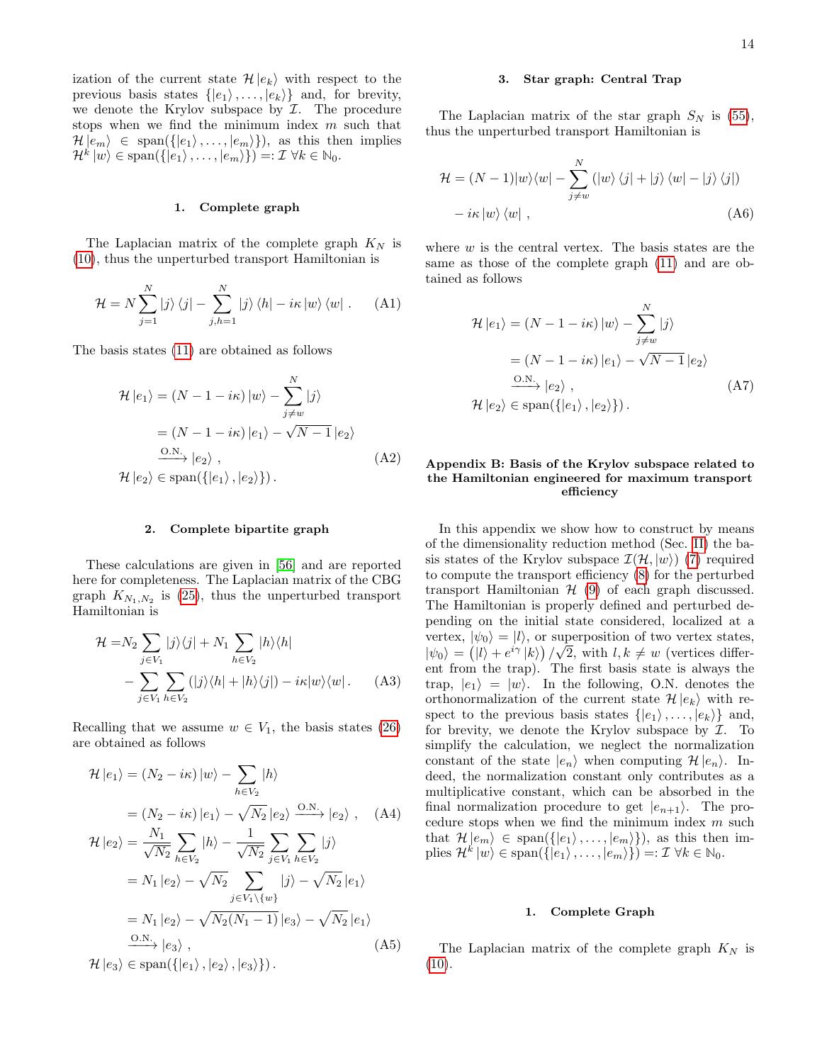ization of the current state $\mathcal{H}\left|e_k\right\rangle$ with respect to the previous basis states $\{\left|e_1\right\rangle,\ldots,\left|e_k\right\rangle\}$ and, for brevity, we denote the Krylov subspace by $\mathcal{I}$. The procedure stops when we find the minimum index $m$ such that $\mathcal{H}\left|e_m\right\rangle \in \operatorname{span}(\{\left|e_1\right\rangle,\ldots,\left|e_m\right\rangle\})$, as this then implies $\mathcal{H}^k\left|w\right\rangle \in \operatorname{span}(\{\left|e_1\right\rangle,\ldots,\left|e_m\right\rangle\}) =: \mathcal{I}\ \forall k \in \mathbb{N}_0$.

### 1. Complete graph

The Laplacian matrix of the complete graph $K_N$ is (10), thus the unperturbed transport Hamiltonian is

$$\mathcal{H} = N\sum_{j=1}^{N}\left|j\right\rangle\left\langle j\right| - \sum_{j,h=1}^{N}\left|j\right\rangle\left\langle h\right| - i\kappa\left|w\right\rangle\left\langle w\right| . \tag{A1}$$

The basis states (11) are obtained as follows

$$\begin{aligned}
\mathcal{H}\left|e_1\right\rangle &= (N-1-i\kappa)\left|w\right\rangle - \sum_{j\neq w}^{N}\left|j\right\rangle \\
&= (N-1-i\kappa)\left|e_1\right\rangle - \sqrt{N-1}\left|e_2\right\rangle \\
&\xrightarrow{\text{O.N.}} \left|e_2\right\rangle , \\
\mathcal{H}\left|e_2\right\rangle &\in \operatorname{span}(\{\left|e_1\right\rangle,\left|e_2\right\rangle\}) .
\end{aligned} \tag{A2}$$

### 2. Complete bipartite graph

These calculations are given in [56] and are reported here for completeness. The Laplacian matrix of the CBG graph $K_{N_1,N_2}$ is (25), thus the unperturbed transport Hamiltonian is

$$\begin{aligned}
\mathcal{H} =& N_2\sum_{j\in V_1}|j\rangle\langle j| + N_1\sum_{h\in V_2}|h\rangle\langle h| \\
&- \sum_{j\in V_1}\sum_{h\in V_2}(|j\rangle\langle h| + |h\rangle\langle j|) - i\kappa|w\rangle\langle w| .
\end{aligned} \tag{A3}$$

Recalling that we assume $w\in V_1$, the basis states (26) are obtained as follows

$$\begin{aligned}
\mathcal{H}\left|e_1\right\rangle &= (N_2-i\kappa)\left|w\right\rangle - \sum_{h\in V_2}\left|h\right\rangle \\
&= (N_2-i\kappa)\left|e_1\right\rangle - \sqrt{N_2}\left|e_2\right\rangle \xrightarrow{\text{O.N.}} \left|e_2\right\rangle , 
\end{aligned} \tag{A4}$$

$$\begin{aligned}
\mathcal{H}\left|e_2\right\rangle &= \frac{N_1}{\sqrt{N_2}}\sum_{h\in V_2}\left|h\right\rangle - \frac{1}{\sqrt{N_2}}\sum_{j\in V_1}\sum_{h\in V_2}\left|j\right\rangle \\
&= N_1\left|e_2\right\rangle - \sqrt{N_2}\sum_{j\in V_1\setminus\{w\}}\left|j\right\rangle - \sqrt{N_2}\left|e_1\right\rangle \\
&= N_1\left|e_2\right\rangle - \sqrt{N_2(N_1-1)}\left|e_3\right\rangle - \sqrt{N_2}\left|e_1\right\rangle \\
&\xrightarrow{\text{O.N.}} \left|e_3\right\rangle , \\
\mathcal{H}\left|e_3\right\rangle &\in \operatorname{span}(\{\left|e_1\right\rangle,\left|e_2\right\rangle,\left|e_3\right\rangle\}) .
\end{aligned} \tag{A5}$$

### 3. Star graph: Central Trap

The Laplacian matrix of the star graph $S_N$ is (55), thus the unperturbed transport Hamiltonian is

$$\begin{aligned}
\mathcal{H} =& (N-1)|w\rangle\langle w| - \sum_{j\neq w}^{N}\left(\left|w\right\rangle\left\langle j\right| + \left|j\right\rangle\left\langle w\right| - \left|j\right\rangle\left\langle j\right|\right) \\
&- i\kappa\left|w\right\rangle\left\langle w\right| ,
\end{aligned} \tag{A6}$$

where $w$ is the central vertex. The basis states are the same as those of the complete graph (11) and are obtained as follows

$$\begin{aligned}
\mathcal{H}\left|e_1\right\rangle &= (N-1-i\kappa)\left|w\right\rangle - \sum_{j\neq w}^{N}\left|j\right\rangle \\
&= (N-1-i\kappa)\left|e_1\right\rangle - \sqrt{N-1}\left|e_2\right\rangle \\
&\xrightarrow{\text{O.N.}} \left|e_2\right\rangle , \\
\mathcal{H}\left|e_2\right\rangle &\in \operatorname{span}(\{\left|e_1\right\rangle,\left|e_2\right\rangle\}) .
\end{aligned} \tag{A7}$$

## Appendix B: Basis of the Krylov subspace related to the Hamiltonian engineered for maximum transport efficiency

In this appendix we show how to construct by means of the dimensionality reduction method (Sec. II) the basis states of the Krylov subspace $\mathcal{I}(\mathcal{H},\left|w\right\rangle)$ (7) required to compute the transport efficiency (8) for the perturbed transport Hamiltonian $\mathcal{H}$ (9) of each graph discussed. The Hamiltonian is properly defined and perturbed depending on the initial state considered, localized at a vertex, $\left|\psi_0\right\rangle = \left|l\right\rangle$, or superposition of two vertex states, $\left|\psi_0\right\rangle = \left(\left|l\right\rangle + e^{i\gamma}\left|k\right\rangle\right)/\sqrt{2}$, with $l,k\neq w$ (vertices different from the trap). The first basis state is always the trap, $\left|e_1\right\rangle = \left|w\right\rangle$. In the following, O.N. denotes the orthonormalization of the current state $\mathcal{H}\left|e_k\right\rangle$ with respect to the previous basis states $\{\left|e_1\right\rangle,\ldots,\left|e_k\right\rangle\}$ and, for brevity, we denote the Krylov subspace by $\mathcal{I}$. To simplify the calculation, we neglect the normalization constant of the state $\left|e_n\right\rangle$ when computing $\mathcal{H}\left|e_n\right\rangle$. Indeed, the normalization constant only contributes as a multiplicative constant, which can be absorbed in the final normalization procedure to get $\left|e_{n+1}\right\rangle$. The procedure stops when we find the minimum index $m$ such that $\mathcal{H}\left|e_m\right\rangle \in \operatorname{span}(\{\left|e_1\right\rangle,\ldots,\left|e_m\right\rangle\})$, as this then implies $\mathcal{H}^k\left|w\right\rangle \in \operatorname{span}(\{\left|e_1\right\rangle,\ldots,\left|e_m\right\rangle\}) =: \mathcal{I}\ \forall k\in\mathbb{N}_0$.

### 1. Complete Graph

The Laplacian matrix of the complete graph $K_N$ is (10).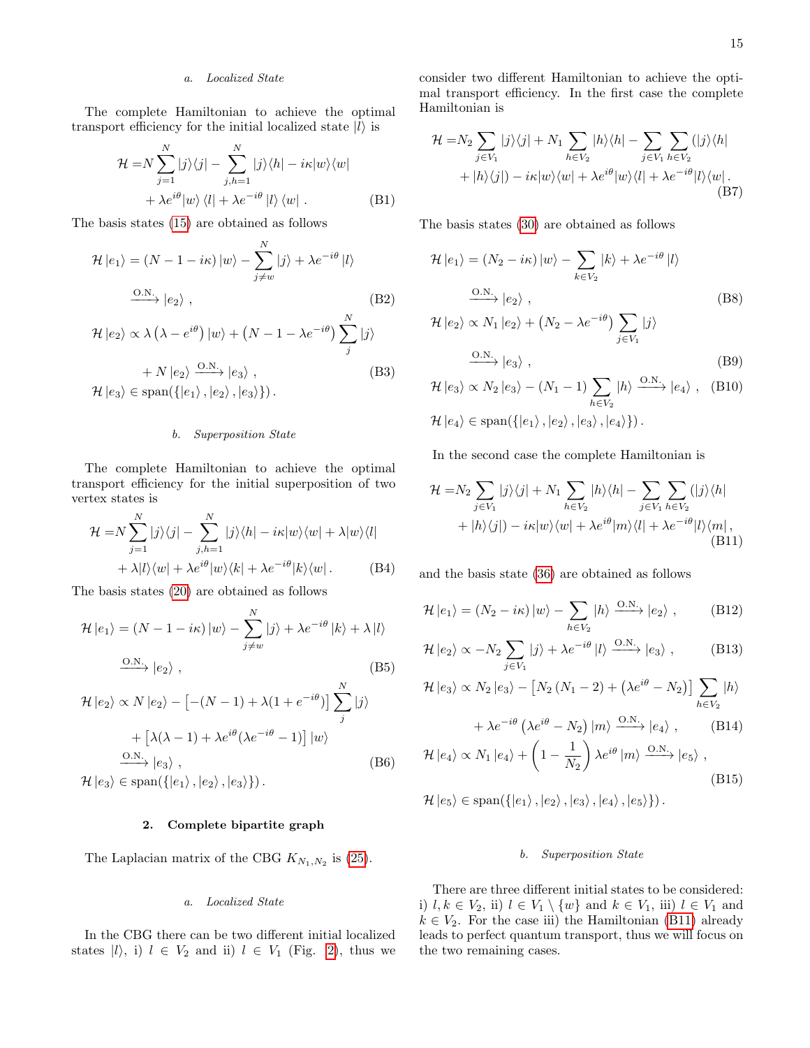#### a. Localized State

The complete Hamiltonian to achieve the optimal transport efficiency for the initial localized state $|l\rangle$ is

$$\mathcal{H} = N\sum_{j=1}^{N} |j\rangle\langle j| - \sum_{j,h=1}^{N} |j\rangle\langle h| - i\kappa|w\rangle\langle w| + \lambda e^{i\theta}|w\rangle\langle l| + \lambda e^{-i\theta}|l\rangle\langle w| \,. \tag{B1}$$

The basis states (15) are obtained as follows

$$\mathcal{H}|e_1\rangle = (N-1-i\kappa)|w\rangle - \sum_{j\neq w}^{N}|j\rangle + \lambda e^{-i\theta}|l\rangle \xrightarrow{\text{O.N.}} |e_2\rangle \,, \tag{B2}$$

$$\mathcal{H}|e_2\rangle \propto \lambda\left(\lambda - e^{i\theta}\right)|w\rangle + \left(N-1-\lambda e^{-i\theta}\right)\sum_{j}^{N}|j\rangle + N|e_2\rangle \xrightarrow{\text{O.N.}} |e_3\rangle \,, \tag{B3}$$

$$\mathcal{H}|e_3\rangle \in \text{span}(\{|e_1\rangle, |e_2\rangle, |e_3\rangle\})\,.$$

#### b. Superposition State

The complete Hamiltonian to achieve the optimal transport efficiency for the initial superposition of two vertex states is

$$\mathcal{H} = N\sum_{j=1}^{N}|j\rangle\langle j| - \sum_{j,h=1}^{N}|j\rangle\langle h| - i\kappa|w\rangle\langle w| + \lambda|w\rangle\langle l| + \lambda|l\rangle\langle w| + \lambda e^{i\theta}|w\rangle\langle k| + \lambda e^{-i\theta}|k\rangle\langle w|\,. \tag{B4}$$

The basis states (20) are obtained as follows

$$\mathcal{H}|e_1\rangle = (N-1-i\kappa)|w\rangle - \sum_{j\neq w}^{N}|j\rangle + \lambda e^{-i\theta}|k\rangle + \lambda|l\rangle \xrightarrow{\text{O.N.}} |e_2\rangle \,, \tag{B5}$$

$$\mathcal{H}|e_2\rangle \propto N|e_2\rangle - \left[-(N-1) + \lambda(1+e^{-i\theta})\right]\sum_{j}^{N}|j\rangle + \left[\lambda(\lambda-1) + \lambda e^{i\theta}(\lambda e^{-i\theta}-1)\right]|w\rangle \xrightarrow{\text{O.N.}} |e_3\rangle \,, \tag{B6}$$

$$\mathcal{H}|e_3\rangle \in \text{span}(\{|e_1\rangle, |e_2\rangle, |e_3\rangle\})\,.$$

### 2. Complete bipartite graph

The Laplacian matrix of the CBG $K_{N_1,N_2}$ is (25).

#### a. Localized State

In the CBG there can be two different initial localized states $|l\rangle$, i) $l \in V_2$ and ii) $l \in V_1$ (Fig. 2), thus we consider two different Hamiltonian to achieve the optimal transport efficiency. In the first case the complete Hamiltonian is

$$\mathcal{H} = N_2\sum_{j\in V_1}|j\rangle\langle j| + N_1\sum_{h\in V_2}|h\rangle\langle h| - \sum_{j\in V_1}\sum_{h\in V_2}(|j\rangle\langle h| + |h\rangle\langle j|) - i\kappa|w\rangle\langle w| + \lambda e^{i\theta}|w\rangle\langle l| + \lambda e^{-i\theta}|l\rangle\langle w|\,. \tag{B7}$$

The basis states (30) are obtained as follows

$$\mathcal{H}|e_1\rangle = (N_2 - i\kappa)|w\rangle - \sum_{k\in V_2}|k\rangle + \lambda e^{-i\theta}|l\rangle \xrightarrow{\text{O.N.}} |e_2\rangle \,, \tag{B8}$$

$$\mathcal{H}|e_2\rangle \propto N_1|e_2\rangle + \left(N_2 - \lambda e^{-i\theta}\right)\sum_{j\in V_1}|j\rangle \xrightarrow{\text{O.N.}} |e_3\rangle \,, \tag{B9}$$

$$\mathcal{H}|e_3\rangle \propto N_2|e_3\rangle - (N_1-1)\sum_{h\in V_2}|h\rangle \xrightarrow{\text{O.N.}} |e_4\rangle \,, \tag{B10}$$

$$\mathcal{H}|e_4\rangle \in \text{span}(\{|e_1\rangle, |e_2\rangle, |e_3\rangle, |e_4\rangle\})\,.$$

In the second case the complete Hamiltonian is

$$\mathcal{H} = N_2\sum_{j\in V_1}|j\rangle\langle j| + N_1\sum_{h\in V_2}|h\rangle\langle h| - \sum_{j\in V_1}\sum_{h\in V_2}(|j\rangle\langle h| + |h\rangle\langle j|) - i\kappa|w\rangle\langle w| + \lambda e^{i\theta}|m\rangle\langle l| + \lambda e^{-i\theta}|l\rangle\langle m|\,, \tag{B11}$$

and the basis state (36) are obtained as follows

$$\mathcal{H}|e_1\rangle = (N_2 - i\kappa)|w\rangle - \sum_{h\in V_2}|h\rangle \xrightarrow{\text{O.N.}} |e_2\rangle \,, \tag{B12}$$

$$\mathcal{H}|e_2\rangle \propto -N_2\sum_{j\in V_1}|j\rangle + \lambda e^{-i\theta}|l\rangle \xrightarrow{\text{O.N.}} |e_3\rangle \,, \tag{B13}$$

$$\mathcal{H}|e_3\rangle \propto N_2|e_3\rangle - \left[N_2(N_1-2) + \left(\lambda e^{i\theta} - N_2\right)\right]\sum_{h\in V_2}|h\rangle + \lambda e^{-i\theta}\left(\lambda e^{i\theta} - N_2\right)|m\rangle \xrightarrow{\text{O.N.}} |e_4\rangle \,, \tag{B14}$$

$$\mathcal{H}|e_4\rangle \propto N_1|e_4\rangle + \left(1 - \frac{1}{N_2}\right)\lambda e^{i\theta}|m\rangle \xrightarrow{\text{O.N.}} |e_5\rangle \,, \tag{B15}$$

$$\mathcal{H}|e_5\rangle \in \text{span}(\{|e_1\rangle, |e_2\rangle, |e_3\rangle, |e_4\rangle, |e_5\rangle\})\,.$$

#### b. Superposition State

There are three different initial states to be considered: i) $l, k \in V_2$, ii) $l \in V_1 \setminus \{w\}$ and $k \in V_1$, iii) $l \in V_1$ and $k \in V_2$. For the case iii) the Hamiltonian (B11) already leads to perfect quantum transport, thus we will focus on the two remaining cases.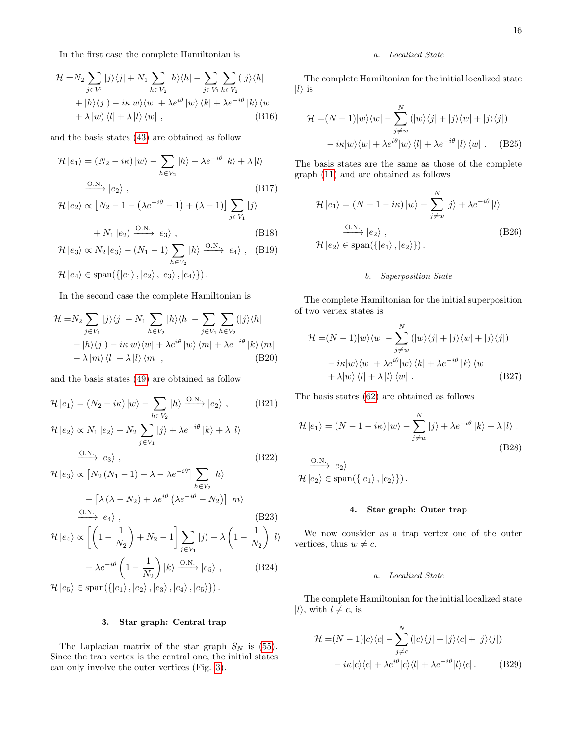In the first case the complete Hamiltonian is

$$
\begin{aligned}
\mathcal{H} =& N_2 \sum_{j\in V_1} |j\rangle\langle j| + N_1 \sum_{h\in V_2} |h\rangle\langle h| - \sum_{j\in V_1}\sum_{h\in V_2} (|j\rangle\langle h| \\
&+ |h\rangle\langle j|) - i\kappa |w\rangle\langle w| + \lambda e^{i\theta} |w\rangle\langle k| + \lambda e^{-i\theta} |k\rangle\langle w| \\
&+ \lambda |w\rangle\langle l| + \lambda |l\rangle\langle w| \ ,
\end{aligned} \tag{B16}
$$

and the basis states (43) are obtained as follow

$$
\mathcal{H}|e_1\rangle = (N_2 - i\kappa)|w\rangle - \sum_{h\in V_2} |h\rangle + \lambda e^{-i\theta}|k\rangle + \lambda |l\rangle \xrightarrow{\text{O.N.}} |e_2\rangle \ , \tag{B17}
$$

$$
\mathcal{H}|e_2\rangle \propto \left[N_2 - 1 - \left(\lambda e^{-i\theta} - 1\right) + (\lambda - 1)\right] \sum_{j\in V_1} |j\rangle + N_1 |e_2\rangle \xrightarrow{\text{O.N.}} |e_3\rangle \ , \tag{B18}
$$

$$
\mathcal{H}|e_3\rangle \propto N_2 |e_3\rangle - (N_1 - 1)\sum_{h\in V_2} |h\rangle \xrightarrow{\text{O.N.}} |e_4\rangle \ , \tag{B19}
$$

$$
\mathcal{H}|e_4\rangle \in \operatorname{span}(\{|e_1\rangle, |e_2\rangle, |e_3\rangle, |e_4\rangle\}) .
$$

In the second case the complete Hamiltonian is

$$
\begin{aligned}
\mathcal{H} =& N_2 \sum_{j\in V_1} |j\rangle\langle j| + N_1 \sum_{h\in V_2} |h\rangle\langle h| - \sum_{j\in V_1}\sum_{h\in V_2} (|j\rangle\langle h| \\
&+ |h\rangle\langle j|) - i\kappa |w\rangle\langle w| + \lambda e^{i\theta} |w\rangle\langle m| + \lambda e^{-i\theta} |k\rangle\langle m| \\
&+ \lambda |m\rangle\langle l| + \lambda |l\rangle\langle m| \ ,
\end{aligned} \tag{B20}
$$

and the basis states (49) are obtained as follow

$$
\mathcal{H}|e_1\rangle = (N_2 - i\kappa)|w\rangle - \sum_{h\in V_2} |h\rangle \xrightarrow{\text{O.N.}} |e_2\rangle \ , \tag{B21}
$$

$$
\mathcal{H}|e_2\rangle \propto N_1 |e_2\rangle - N_2 \sum_{j\in V_1} |j\rangle + \lambda e^{-i\theta}|k\rangle + \lambda |l\rangle \xrightarrow{\text{O.N.}} |e_3\rangle \ , \tag{B22}
$$

$$
\begin{aligned}
\mathcal{H}|e_3\rangle \propto& \left[N_2 (N_1 - 1) - \lambda - \lambda e^{-i\theta}\right] \sum_{h\in V_2} |h\rangle \\
&+ \left[\lambda(\lambda - N_2) + \lambda e^{i\theta}\left(\lambda e^{-i\theta} - N_2\right)\right] |m\rangle \xrightarrow{\text{O.N.}} |e_4\rangle \ ,
\end{aligned} \tag{B23}
$$

$$
\begin{aligned}
\mathcal{H}|e_4\rangle \propto& \left[\left(1 - \frac{1}{N_2}\right) + N_2 - 1\right] \sum_{j\in V_1} |j\rangle + \lambda\left(1 - \frac{1}{N_2}\right)|l\rangle \\
&+ \lambda e^{-i\theta}\left(1 - \frac{1}{N_2}\right)|k\rangle \xrightarrow{\text{O.N.}} |e_5\rangle \ ,
\end{aligned} \tag{B24}
$$

$$
\mathcal{H}|e_5\rangle \in \operatorname{span}(\{|e_1\rangle, |e_2\rangle, |e_3\rangle, |e_4\rangle, |e_5\rangle\}) .
$$

#### 3. Star graph: Central trap

The Laplacian matrix of the star graph $S_N$ is (55). Since the trap vertex is the central one, the initial states can only involve the outer vertices (Fig. 3).

##### a. Localized State

The complete Hamiltonian for the initial localized state $|l\rangle$ is

$$
\begin{aligned}
\mathcal{H} =& (N-1)|w\rangle\langle w| - \sum_{j\neq w}^{N} (|w\rangle\langle j| + |j\rangle\langle w| + |j\rangle\langle j|) \\
&- i\kappa |w\rangle\langle w| + \lambda e^{i\theta}|w\rangle\langle l| + \lambda e^{-i\theta}|l\rangle\langle w| \ .
\end{aligned} \tag{B25}
$$

The basis states are the same as those of the complete graph (11) and are obtained as follows

$$
\begin{aligned}
&\mathcal{H}|e_1\rangle = (N - 1 - i\kappa)|w\rangle - \sum_{j\neq w}^{N} |j\rangle + \lambda e^{-i\theta}|l\rangle \xrightarrow{\text{O.N.}} |e_2\rangle \ , \\
&\mathcal{H}|e_2\rangle \in \operatorname{span}(\{|e_1\rangle, |e_2\rangle\}) .
\end{aligned} \tag{B26}
$$

##### b. Superposition State

The complete Hamiltonian for the initial superposition of two vertex states is

$$
\begin{aligned}
\mathcal{H} =& (N-1)|w\rangle\langle w| - \sum_{j\neq w}^{N} (|w\rangle\langle j| + |j\rangle\langle w| + |j\rangle\langle j|) \\
&- i\kappa |w\rangle\langle w| + \lambda e^{i\theta}|w\rangle\langle k| + \lambda e^{-i\theta}|k\rangle\langle w| \\
&+ \lambda |w\rangle\langle l| + \lambda |l\rangle\langle w| \ .
\end{aligned} \tag{B27}
$$

The basis states (62) are obtained as follows

$$
\mathcal{H}|e_1\rangle = (N - 1 - i\kappa)|w\rangle - \sum_{j\neq w}^{N} |j\rangle + \lambda e^{-i\theta}|k\rangle + \lambda |l\rangle \ , \tag{B28}
$$

$$
\xrightarrow{\text{O.N.}} |e_2\rangle
$$

$$
\mathcal{H}|e_2\rangle \in \operatorname{span}(\{|e_1\rangle, |e_2\rangle\}) .
$$

#### 4. Star graph: Outer trap

We now consider as a trap vertex one of the outer vertices, thus $w \neq c$.

##### a. Localized State

The complete Hamiltonian for the initial localized state $|l\rangle$, with $l \neq c$, is

$$
\begin{aligned}
\mathcal{H} =& (N-1)|c\rangle\langle c| - \sum_{j\neq c}^{N} (|c\rangle\langle j| + |j\rangle\langle c| + |j\rangle\langle j|) \\
&- i\kappa |c\rangle\langle c| + \lambda e^{i\theta}|c\rangle\langle l| + \lambda e^{-i\theta}|l\rangle\langle c| \ .
\end{aligned} \tag{B29}
$$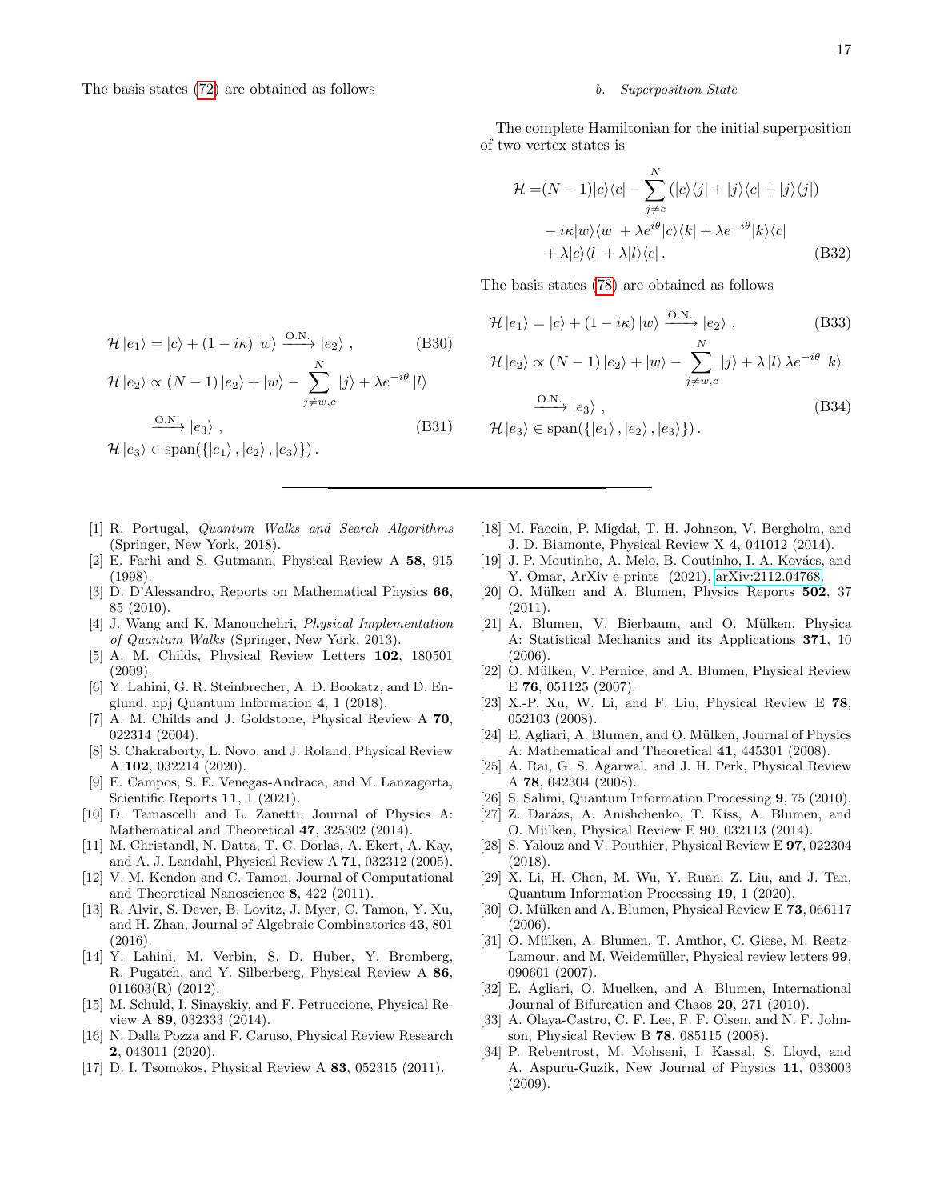The basis states (72) are obtained as follows

$$\mathcal{H}\left|e_1\right\rangle = \left|c\right\rangle + (1-i\kappa)\left|w\right\rangle \xrightarrow{\text{O.N.}} \left|e_2\right\rangle , \tag{B30}$$

$$\mathcal{H}\left|e_2\right\rangle \propto (N-1)\left|e_2\right\rangle + \left|w\right\rangle - \sum_{j\neq w,c}^{N}\left|j\right\rangle + \lambda e^{-i\theta}\left|l\right\rangle \xrightarrow{\text{O.N.}} \left|e_3\right\rangle , \tag{B31}$$

$$\mathcal{H}\left|e_3\right\rangle \in \operatorname{span}(\{\left|e_1\right\rangle, \left|e_2\right\rangle, \left|e_3\right\rangle\}) .$$

*b. Superposition State*

The complete Hamiltonian for the initial superposition of two vertex states is

$$\begin{aligned}\mathcal{H} =& (N-1)|c\rangle\langle c| - \sum_{j\neq c}^{N}\left(|c\rangle\langle j| + |j\rangle\langle c| + |j\rangle\langle j|\right) \\ & - i\kappa|w\rangle\langle w| + \lambda e^{i\theta}|c\rangle\langle k| + \lambda e^{-i\theta}|k\rangle\langle c| \\ & + \lambda|c\rangle\langle l| + \lambda|l\rangle\langle c| .\end{aligned} \tag{B32}$$

The basis states (78) are obtained as follows

$$\mathcal{H}\left|e_1\right\rangle = \left|c\right\rangle + (1-i\kappa)\left|w\right\rangle \xrightarrow{\text{O.N.}} \left|e_2\right\rangle , \tag{B33}$$

$$\mathcal{H}\left|e_2\right\rangle \propto (N-1)\left|e_2\right\rangle + \left|w\right\rangle - \sum_{j\neq w,c}^{N}\left|j\right\rangle + \lambda\left|l\right\rangle \lambda e^{-i\theta}\left|k\right\rangle \xrightarrow{\text{O.N.}} \left|e_3\right\rangle , \tag{B34}$$

$$\mathcal{H}\left|e_3\right\rangle \in \operatorname{span}(\{\left|e_1\right\rangle, \left|e_2\right\rangle, \left|e_3\right\rangle\}) .$$

---

[1] R. Portugal, *Quantum Walks and Search Algorithms* (Springer, New York, 2018).

[2] E. Farhi and S. Gutmann, Physical Review A **58**, 915 (1998).

[3] D. D'Alessandro, Reports on Mathematical Physics **66**, 85 (2010).

[4] J. Wang and K. Manouchehri, *Physical Implementation of Quantum Walks* (Springer, New York, 2013).

[5] A. M. Childs, Physical Review Letters **102**, 180501 (2009).

[6] Y. Lahini, G. R. Steinbrecher, A. D. Bookatz, and D. Englund, npj Quantum Information **4**, 1 (2018).

[7] A. M. Childs and J. Goldstone, Physical Review A **70**, 022314 (2004).

[8] S. Chakraborty, L. Novo, and J. Roland, Physical Review A **102**, 032214 (2020).

[9] E. Campos, S. E. Venegas-Andraca, and M. Lanzagorta, Scientific Reports **11**, 1 (2021).

[10] D. Tamascelli and L. Zanetti, Journal of Physics A: Mathematical and Theoretical **47**, 325302 (2014).

[11] M. Christandl, N. Datta, T. C. Dorlas, A. Ekert, A. Kay, and A. J. Landahl, Physical Review A **71**, 032312 (2005).

[12] V. M. Kendon and C. Tamon, Journal of Computational and Theoretical Nanoscience **8**, 422 (2011).

[13] R. Alvir, S. Dever, B. Lovitz, J. Myer, C. Tamon, Y. Xu, and H. Zhan, Journal of Algebraic Combinatorics **43**, 801 (2016).

[14] Y. Lahini, M. Verbin, S. D. Huber, Y. Bromberg, R. Pugatch, and Y. Silberberg, Physical Review A **86**, 011603(R) (2012).

[15] M. Schuld, I. Sinayskiy, and F. Petruccione, Physical Review A **89**, 032333 (2014).

[16] N. Dalla Pozza and F. Caruso, Physical Review Research **2**, 043011 (2020).

[17] D. I. Tsomokos, Physical Review A **83**, 052315 (2011).

[18] M. Faccin, P. Migdał, T. H. Johnson, V. Bergholm, and J. D. Biamonte, Physical Review X **4**, 041012 (2014).

[19] J. P. Moutinho, A. Melo, B. Coutinho, I. A. Kovács, and Y. Omar, ArXiv e-prints (2021), arXiv:2112.04768.

[20] O. Mülken and A. Blumen, Physics Reports **502**, 37 (2011).

[21] A. Blumen, V. Bierbaum, and O. Mülken, Physica A: Statistical Mechanics and its Applications **371**, 10 (2006).

[22] O. Mülken, V. Pernice, and A. Blumen, Physical Review E **76**, 051125 (2007).

[23] X.-P. Xu, W. Li, and F. Liu, Physical Review E **78**, 052103 (2008).

[24] E. Agliari, A. Blumen, and O. Mülken, Journal of Physics A: Mathematical and Theoretical **41**, 445301 (2008).

[25] A. Rai, G. S. Agarwal, and J. H. Perk, Physical Review A **78**, 042304 (2008).

[26] S. Salimi, Quantum Information Processing **9**, 75 (2010).

[27] Z. Darázs, A. Anishchenko, T. Kiss, A. Blumen, and O. Mülken, Physical Review E **90**, 032113 (2014).

[28] S. Yalouz and V. Pouthier, Physical Review E **97**, 022304 (2018).

[29] X. Li, H. Chen, M. Wu, Y. Ruan, Z. Liu, and J. Tan, Quantum Information Processing **19**, 1 (2020).

[30] O. Mülken and A. Blumen, Physical Review E **73**, 066117 (2006).

[31] O. Mülken, A. Blumen, T. Amthor, C. Giese, M. Reetz-Lamour, and M. Weidemüller, Physical review letters **99**, 090601 (2007).

[32] E. Agliari, O. Muelken, and A. Blumen, International Journal of Bifurcation and Chaos **20**, 271 (2010).

[33] A. Olaya-Castro, C. F. Lee, F. F. Olsen, and N. F. Johnson, Physical Review B **78**, 085115 (2008).

[34] P. Rebentrost, M. Mohseni, I. Kassal, S. Lloyd, and A. Aspuru-Guzik, New Journal of Physics **11**, 033003 (2009).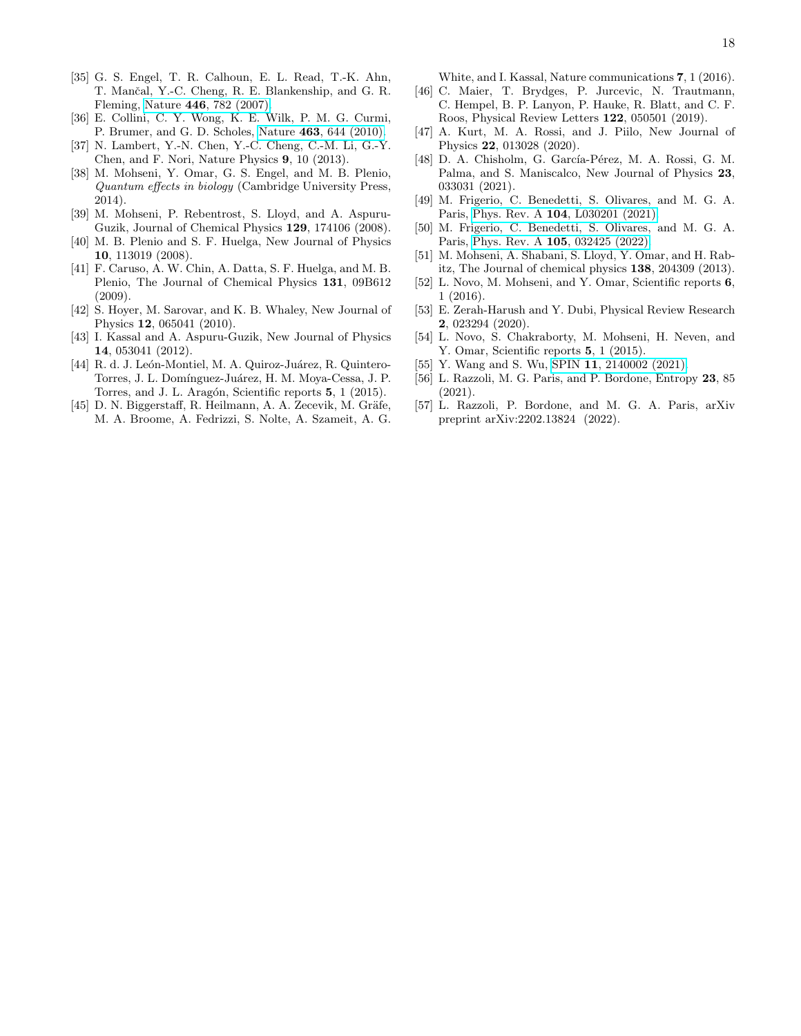[35] G. S. Engel, T. R. Calhoun, E. L. Read, T.-K. Ahn, T. Mančal, Y.-C. Cheng, R. E. Blankenship, and G. R. Fleming, Nature **446**, 782 (2007).

[36] E. Collini, C. Y. Wong, K. E. Wilk, P. M. G. Curmi, P. Brumer, and G. D. Scholes, Nature **463**, 644 (2010).

[37] N. Lambert, Y.-N. Chen, Y.-C. Cheng, C.-M. Li, G.-Y. Chen, and F. Nori, Nature Physics **9**, 10 (2013).

[38] M. Mohseni, Y. Omar, G. S. Engel, and M. B. Plenio, *Quantum effects in biology* (Cambridge University Press, 2014).

[39] M. Mohseni, P. Rebentrost, S. Lloyd, and A. Aspuru-Guzik, Journal of Chemical Physics **129**, 174106 (2008).

[40] M. B. Plenio and S. F. Huelga, New Journal of Physics **10**, 113019 (2008).

[41] F. Caruso, A. W. Chin, A. Datta, S. F. Huelga, and M. B. Plenio, The Journal of Chemical Physics **131**, 09B612 (2009).

[42] S. Hoyer, M. Sarovar, and K. B. Whaley, New Journal of Physics **12**, 065041 (2010).

[43] I. Kassal and A. Aspuru-Guzik, New Journal of Physics **14**, 053041 (2012).

[44] R. d. J. León-Montiel, M. A. Quiroz-Juárez, R. Quintero-Torres, J. L. Domínguez-Juárez, H. M. Moya-Cessa, J. P. Torres, and J. L. Aragón, Scientific reports **5**, 1 (2015).

[45] D. N. Biggerstaff, R. Heilmann, A. A. Zecevik, M. Gräfe, M. A. Broome, A. Fedrizzi, S. Nolte, A. Szameit, A. G. White, and I. Kassal, Nature communications **7**, 1 (2016).

[46] C. Maier, T. Brydges, P. Jurcevic, N. Trautmann, C. Hempel, B. P. Lanyon, P. Hauke, R. Blatt, and C. F. Roos, Physical Review Letters **122**, 050501 (2019).

[47] A. Kurt, M. A. Rossi, and J. Piilo, New Journal of Physics **22**, 013028 (2020).

[48] D. A. Chisholm, G. García-Pérez, M. A. Rossi, G. M. Palma, and S. Maniscalco, New Journal of Physics **23**, 033031 (2021).

[49] M. Frigerio, C. Benedetti, S. Olivares, and M. G. A. Paris, Phys. Rev. A **104**, L030201 (2021).

[50] M. Frigerio, C. Benedetti, S. Olivares, and M. G. A. Paris, Phys. Rev. A **105**, 032425 (2022).

[51] M. Mohseni, A. Shabani, S. Lloyd, Y. Omar, and H. Rabitz, The Journal of chemical physics **138**, 204309 (2013).

[52] L. Novo, M. Mohseni, and Y. Omar, Scientific reports **6**, 1 (2016).

[53] E. Zerah-Harush and Y. Dubi, Physical Review Research **2**, 023294 (2020).

[54] L. Novo, S. Chakraborty, M. Mohseni, H. Neven, and Y. Omar, Scientific reports **5**, 1 (2015).

[55] Y. Wang and S. Wu, SPIN **11**, 2140002 (2021).

[56] L. Razzoli, M. G. Paris, and P. Bordone, Entropy **23**, 85 (2021).

[57] L. Razzoli, P. Bordone, and M. G. A. Paris, arXiv preprint arXiv:2202.13824 (2022).